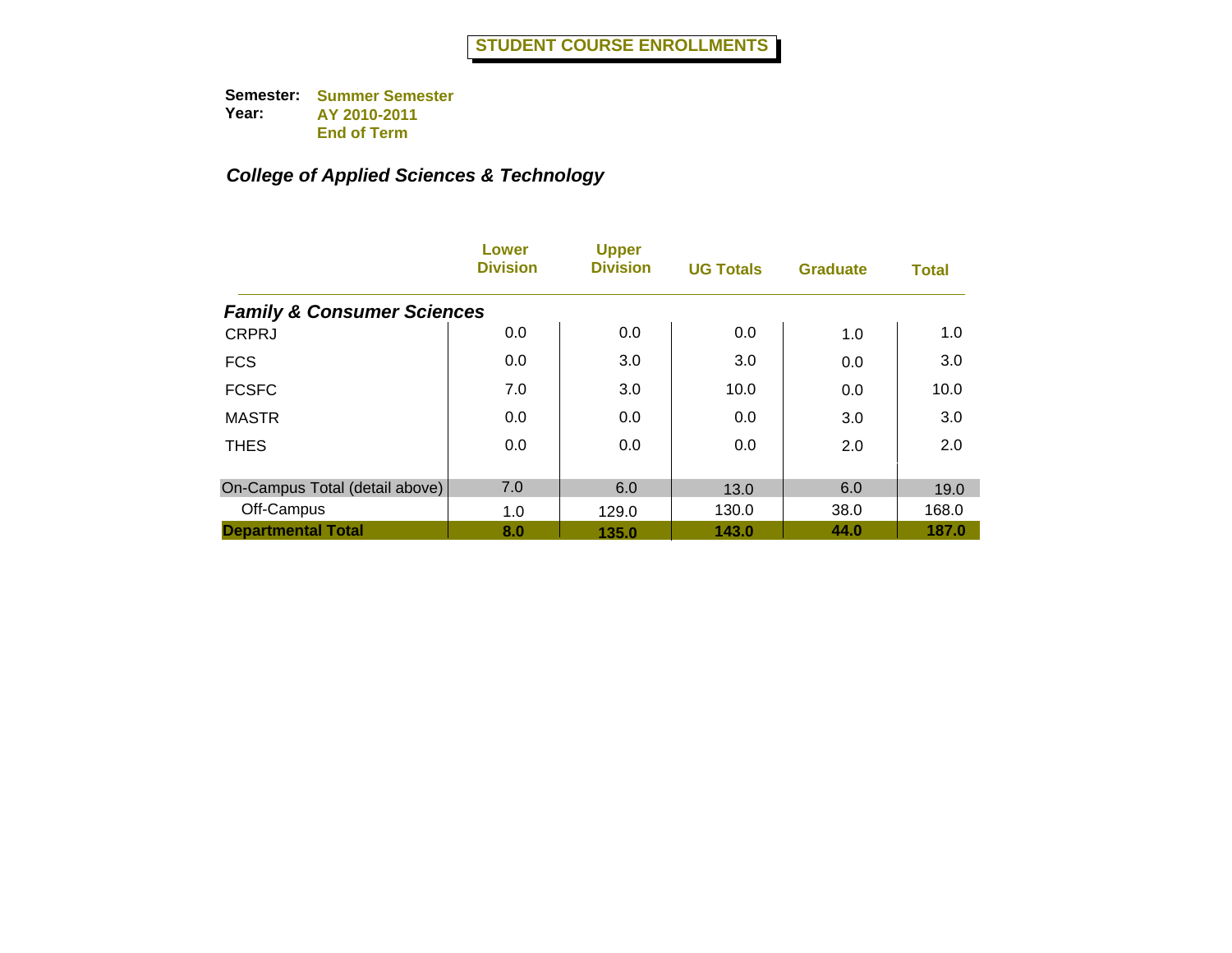# STUDENT COURSE ENROLLMENTS

**Semester:** Summer Semester
**Year:** AY 2010-2011
End of Term

## *College of Applied Sciences & Technology*

| | Lower Division | Upper Division | UG Totals | Graduate | Total |
|---|---|---|---|---|---|
| ***Family & Consumer Sciences*** | | | | | |
| CRPRJ | 0.0 | 0.0 | 0.0 | 1.0 | 1.0 |
| FCS | 0.0 | 3.0 | 3.0 | 0.0 | 3.0 |
| FCSFC | 7.0 | 3.0 | 10.0 | 0.0 | 10.0 |
| MASTR | 0.0 | 0.0 | 0.0 | 3.0 | 3.0 |
| THES | 0.0 | 0.0 | 0.0 | 2.0 | 2.0 |
| On-Campus Total (detail above) | 7.0 | 6.0 | 13.0 | 6.0 | 19.0 |
| Off-Campus | 1.0 | 129.0 | 130.0 | 38.0 | 168.0 |
| **Departmental Total** | **8.0** | **135.0** | **143.0** | **44.0** | **187.0** |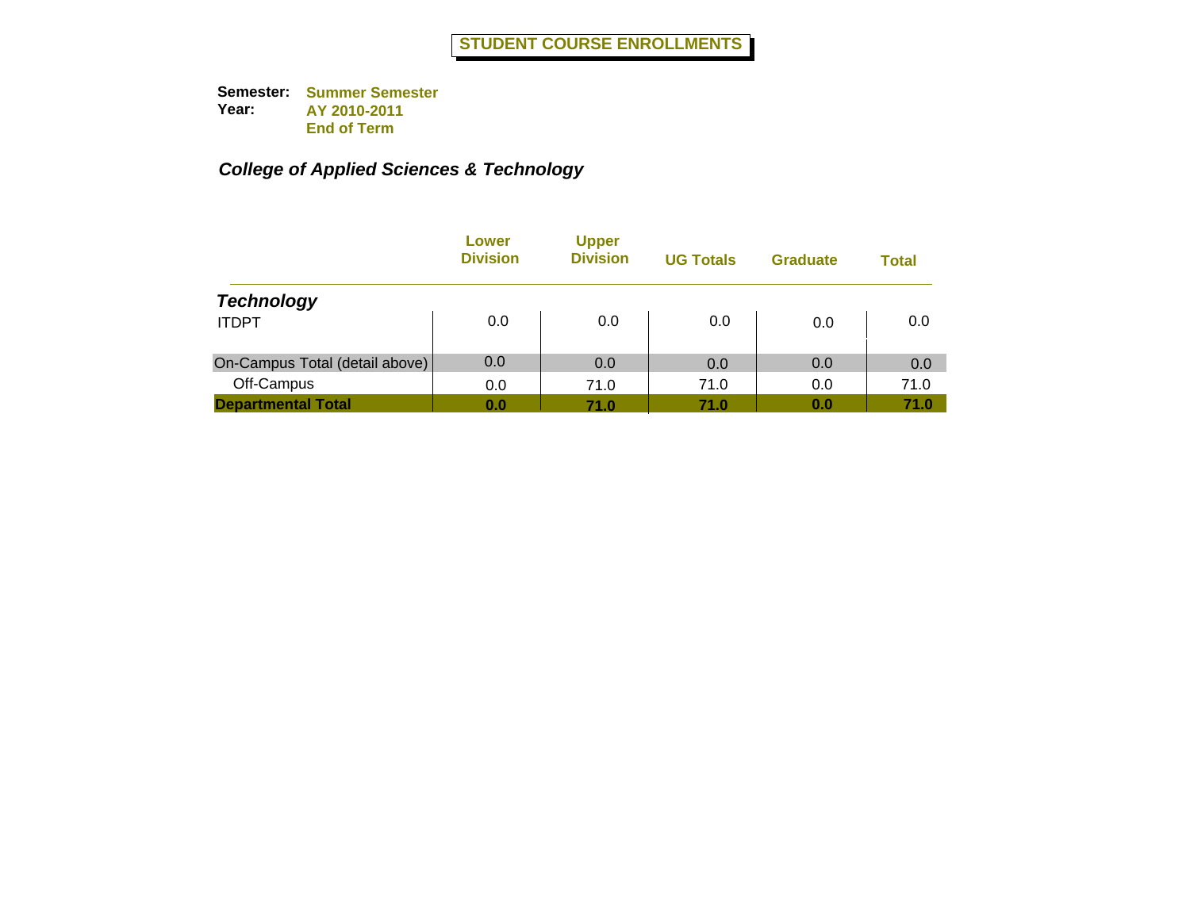# STUDENT COURSE ENROLLMENTS

**Semester:** Summer Semester
**Year:** AY 2010-2011
End of Term

## *College of Applied Sciences & Technology*

| | Lower Division | Upper Division | UG Totals | Graduate | Total |
|---|---|---|---|---|---|
| ***Technology*** | | | | | |
| ITDPT | 0.0 | 0.0 | 0.0 | 0.0 | 0.0 |
| On-Campus Total (detail above) | 0.0 | 0.0 | 0.0 | 0.0 | 0.0 |
| Off-Campus | 0.0 | 71.0 | 71.0 | 0.0 | 71.0 |
| **Departmental Total** | **0.0** | **71.0** | **71.0** | **0.0** | **71.0** |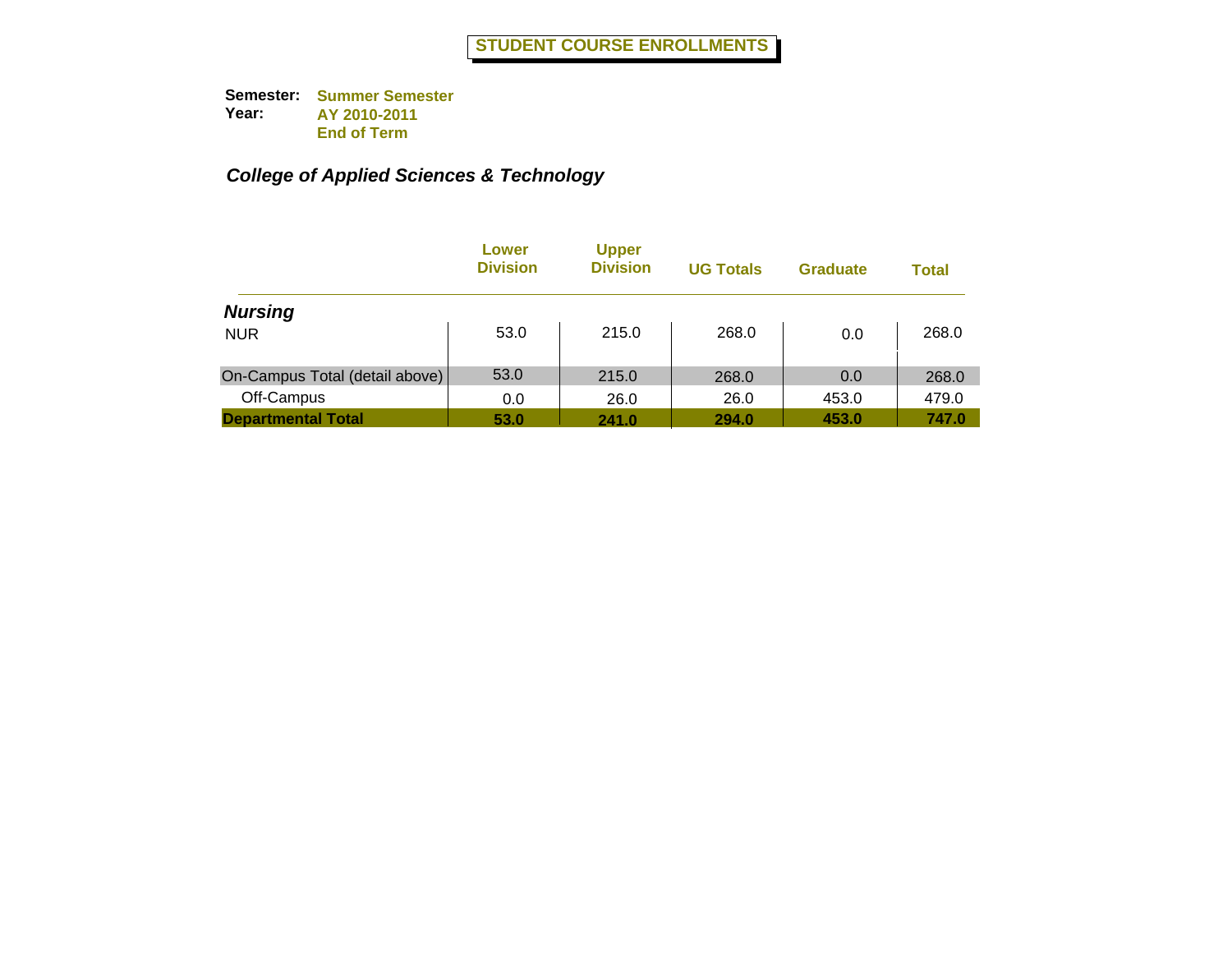# STUDENT COURSE ENROLLMENTS

**Semester:** Summer Semester
**Year:** AY 2010-2011
End of Term

## *College of Applied Sciences & Technology*

| | Lower Division | Upper Division | UG Totals | Graduate | Total |
|---|---|---|---|---|---|
| ***Nursing*** | | | | | |
| NUR | 53.0 | 215.0 | 268.0 | 0.0 | 268.0 |
| On-Campus Total (detail above) | 53.0 | 215.0 | 268.0 | 0.0 | 268.0 |
| Off-Campus | 0.0 | 26.0 | 26.0 | 453.0 | 479.0 |
| **Departmental Total** | **53.0** | **241.0** | **294.0** | **453.0** | **747.0** |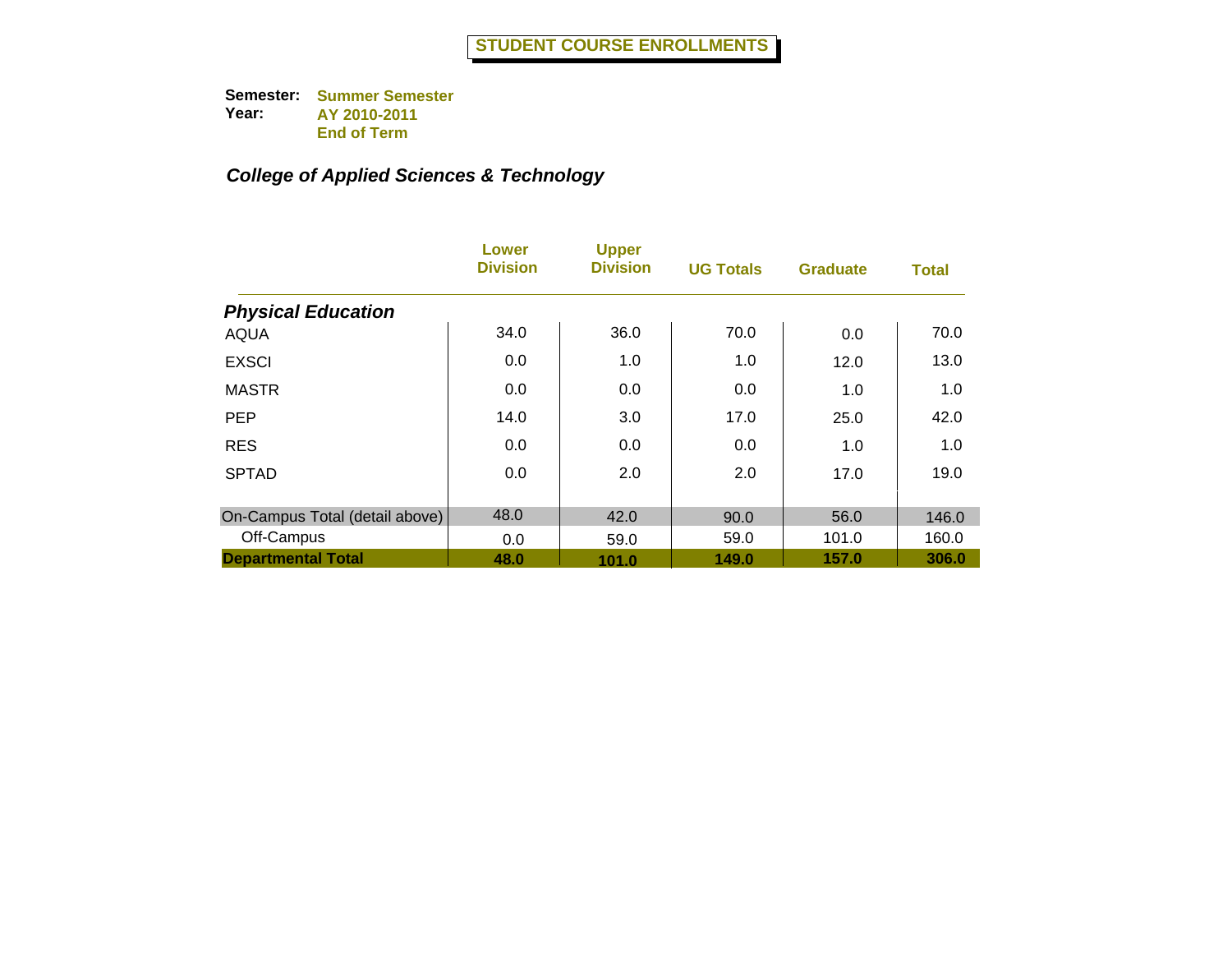# STUDENT COURSE ENROLLMENTS

**Semester:** Summer Semester
**Year:** AY 2010-2011
End of Term

## *College of Applied Sciences & Technology*

| | Lower Division | Upper Division | UG Totals | Graduate | Total |
|---|---|---|---|---|---|
| ***Physical Education*** | | | | | |
| AQUA | 34.0 | 36.0 | 70.0 | 0.0 | 70.0 |
| EXSCI | 0.0 | 1.0 | 1.0 | 12.0 | 13.0 |
| MASTR | 0.0 | 0.0 | 0.0 | 1.0 | 1.0 |
| PEP | 14.0 | 3.0 | 17.0 | 25.0 | 42.0 |
| RES | 0.0 | 0.0 | 0.0 | 1.0 | 1.0 |
| SPTAD | 0.0 | 2.0 | 2.0 | 17.0 | 19.0 |
| On-Campus Total (detail above) | 48.0 | 42.0 | 90.0 | 56.0 | 146.0 |
| Off-Campus | 0.0 | 59.0 | 59.0 | 101.0 | 160.0 |
| **Departmental Total** | **48.0** | **101.0** | **149.0** | **157.0** | **306.0** |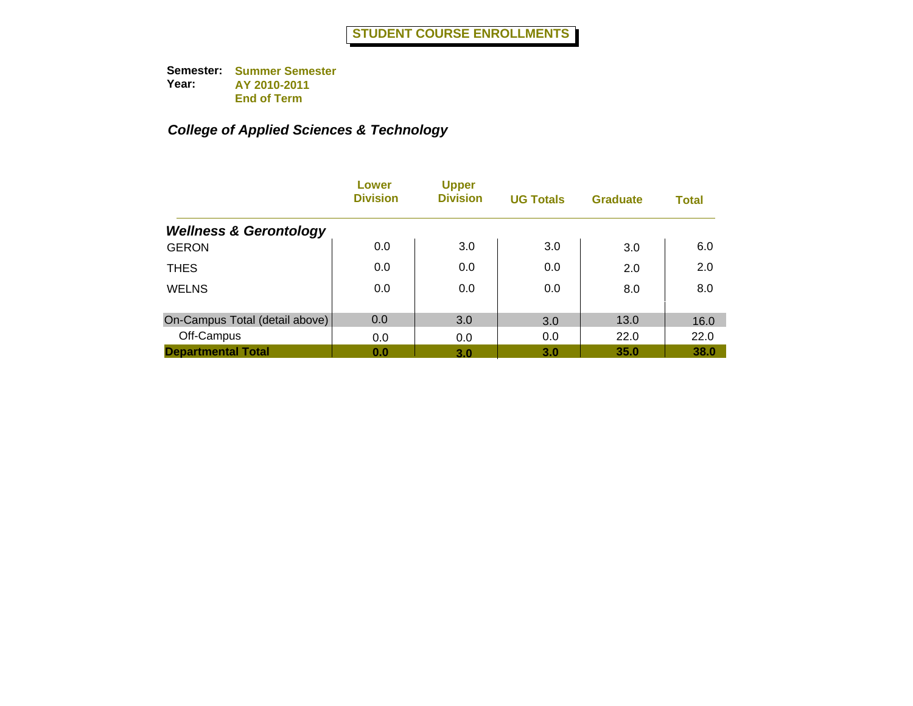# STUDENT COURSE ENROLLMENTS

**Semester:** Summer Semester
**Year:** AY 2010-2011
End of Term

## *College of Applied Sciences & Technology*

| | Lower Division | Upper Division | UG Totals | Graduate | Total |
|---|---|---|---|---|---|
| ***Wellness & Gerontology*** | | | | | |
| GERON | 0.0 | 3.0 | 3.0 | 3.0 | 6.0 |
| THES | 0.0 | 0.0 | 0.0 | 2.0 | 2.0 |
| WELNS | 0.0 | 0.0 | 0.0 | 8.0 | 8.0 |
| On-Campus Total (detail above) | 0.0 | 3.0 | 3.0 | 13.0 | 16.0 |
| Off-Campus | 0.0 | 0.0 | 0.0 | 22.0 | 22.0 |
| **Departmental Total** | **0.0** | **3.0** | **3.0** | **35.0** | **38.0** |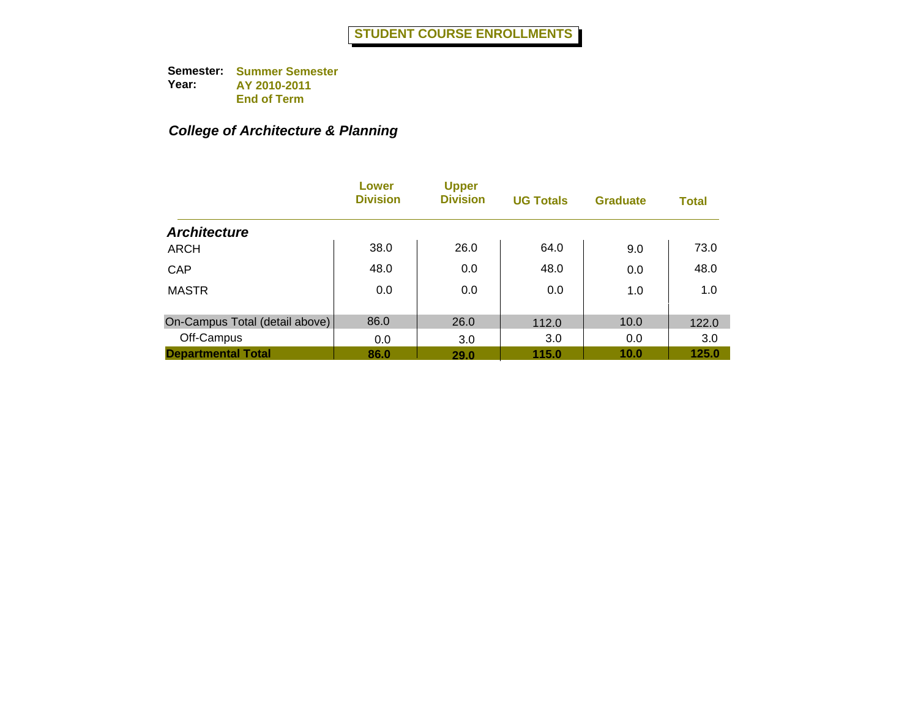# STUDENT COURSE ENROLLMENTS

**Semester:** Summer Semester
**Year:** AY 2010-2011
End of Term

## *College of Architecture & Planning*

| | Lower Division | Upper Division | UG Totals | Graduate | Total |
|---|---|---|---|---|---|
| ***Architecture*** | | | | | |
| ARCH | 38.0 | 26.0 | 64.0 | 9.0 | 73.0 |
| CAP | 48.0 | 0.0 | 48.0 | 0.0 | 48.0 |
| MASTR | 0.0 | 0.0 | 0.0 | 1.0 | 1.0 |
| On-Campus Total (detail above) | 86.0 | 26.0 | 112.0 | 10.0 | 122.0 |
| Off-Campus | 0.0 | 3.0 | 3.0 | 0.0 | 3.0 |
| **Departmental Total** | **86.0** | **29.0** | **115.0** | **10.0** | **125.0** |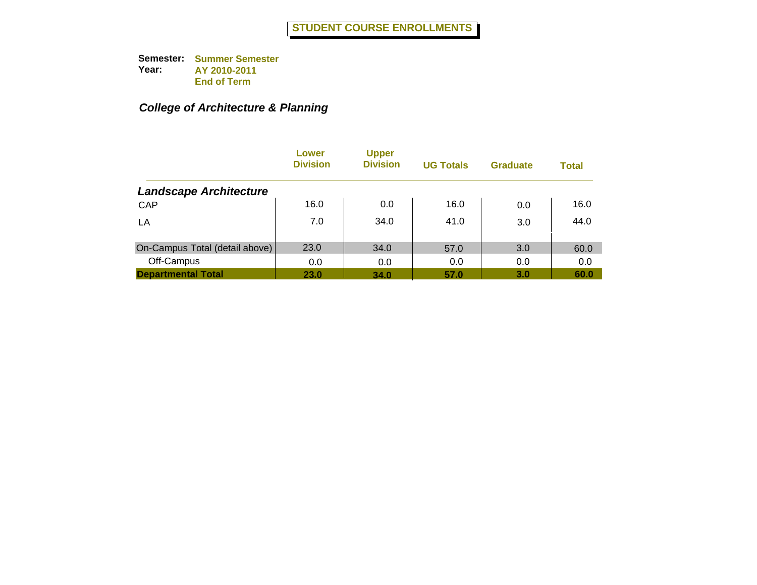# STUDENT COURSE ENROLLMENTS

**Semester:** Summer Semester
**Year:** AY 2010-2011
End of Term

## *College of Architecture & Planning*

| | Lower Division | Upper Division | UG Totals | Graduate | Total |
|---|---|---|---|---|---|
| ***Landscape Architecture*** | | | | | |
| CAP | 16.0 | 0.0 | 16.0 | 0.0 | 16.0 |
| LA | 7.0 | 34.0 | 41.0 | 3.0 | 44.0 |
| On-Campus Total (detail above) | 23.0 | 34.0 | 57.0 | 3.0 | 60.0 |
| Off-Campus | 0.0 | 0.0 | 0.0 | 0.0 | 0.0 |
| **Departmental Total** | **23.0** | **34.0** | **57.0** | **3.0** | **60.0** |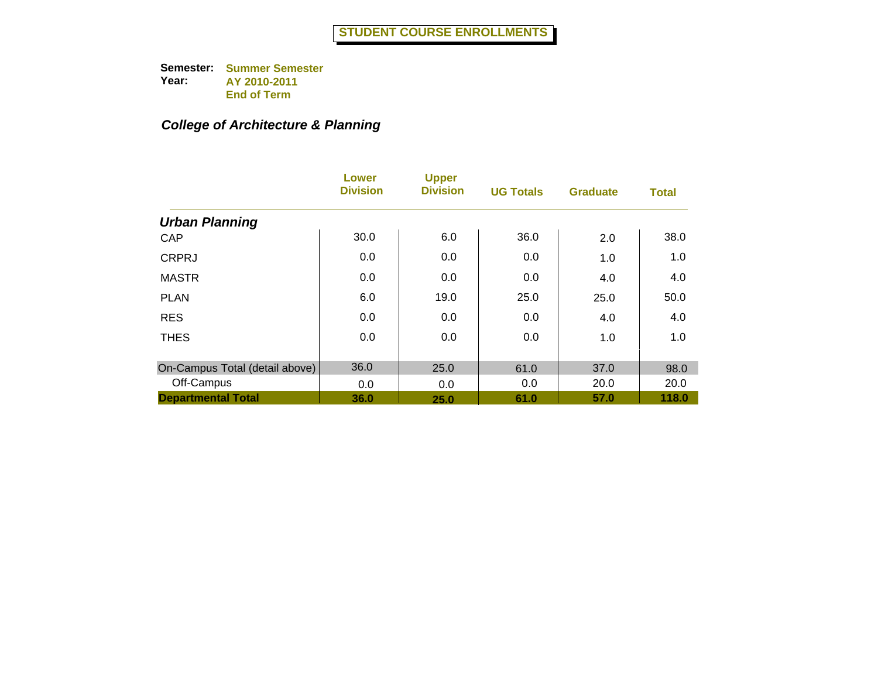# STUDENT COURSE ENROLLMENTS

**Semester:** Summer Semester
**Year:** AY 2010-2011
End of Term

## *College of Architecture & Planning*

| | Lower Division | Upper Division | UG Totals | Graduate | Total |
|---|---|---|---|---|---|
| ***Urban Planning*** | | | | | |
| CAP | 30.0 | 6.0 | 36.0 | 2.0 | 38.0 |
| CRPRJ | 0.0 | 0.0 | 0.0 | 1.0 | 1.0 |
| MASTR | 0.0 | 0.0 | 0.0 | 4.0 | 4.0 |
| PLAN | 6.0 | 19.0 | 25.0 | 25.0 | 50.0 |
| RES | 0.0 | 0.0 | 0.0 | 4.0 | 4.0 |
| THES | 0.0 | 0.0 | 0.0 | 1.0 | 1.0 |
| On-Campus Total (detail above) | 36.0 | 25.0 | 61.0 | 37.0 | 98.0 |
| Off-Campus | 0.0 | 0.0 | 0.0 | 20.0 | 20.0 |
| **Departmental Total** | **36.0** | **25.0** | **61.0** | **57.0** | **118.0** |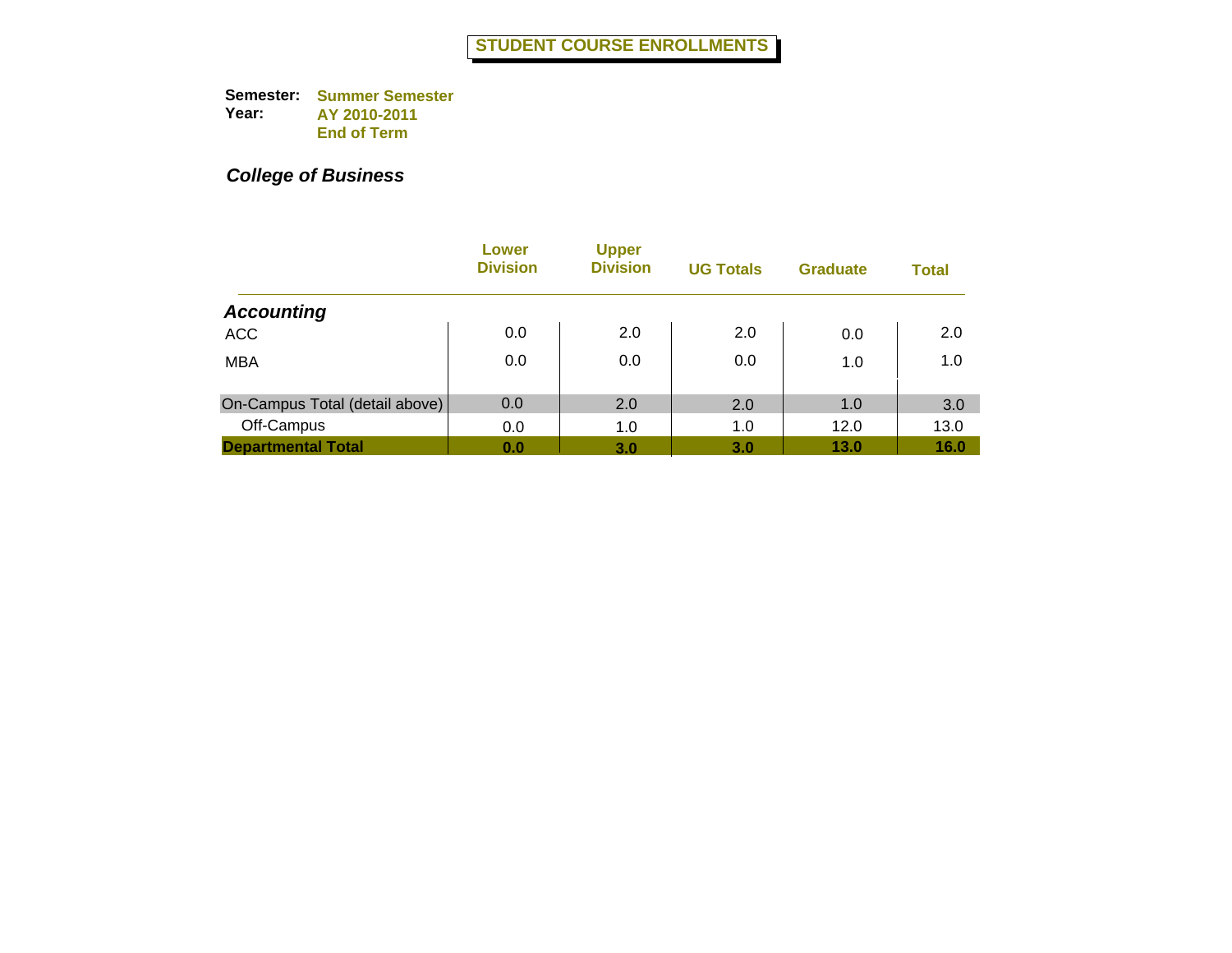# STUDENT COURSE ENROLLMENTS

**Semester:** Summer Semester
**Year:** AY 2010-2011
End of Term

***College of Business***

| | Lower Division | Upper Division | UG Totals | Graduate | Total |
|---|---|---|---|---|---|
| ***Accounting*** | | | | | |
| ACC | 0.0 | 2.0 | 2.0 | 0.0 | 2.0 |
| MBA | 0.0 | 0.0 | 0.0 | 1.0 | 1.0 |
| On-Campus Total (detail above) | 0.0 | 2.0 | 2.0 | 1.0 | 3.0 |
| Off-Campus | 0.0 | 1.0 | 1.0 | 12.0 | 13.0 |
| **Departmental Total** | **0.0** | **3.0** | **3.0** | **13.0** | **16.0** |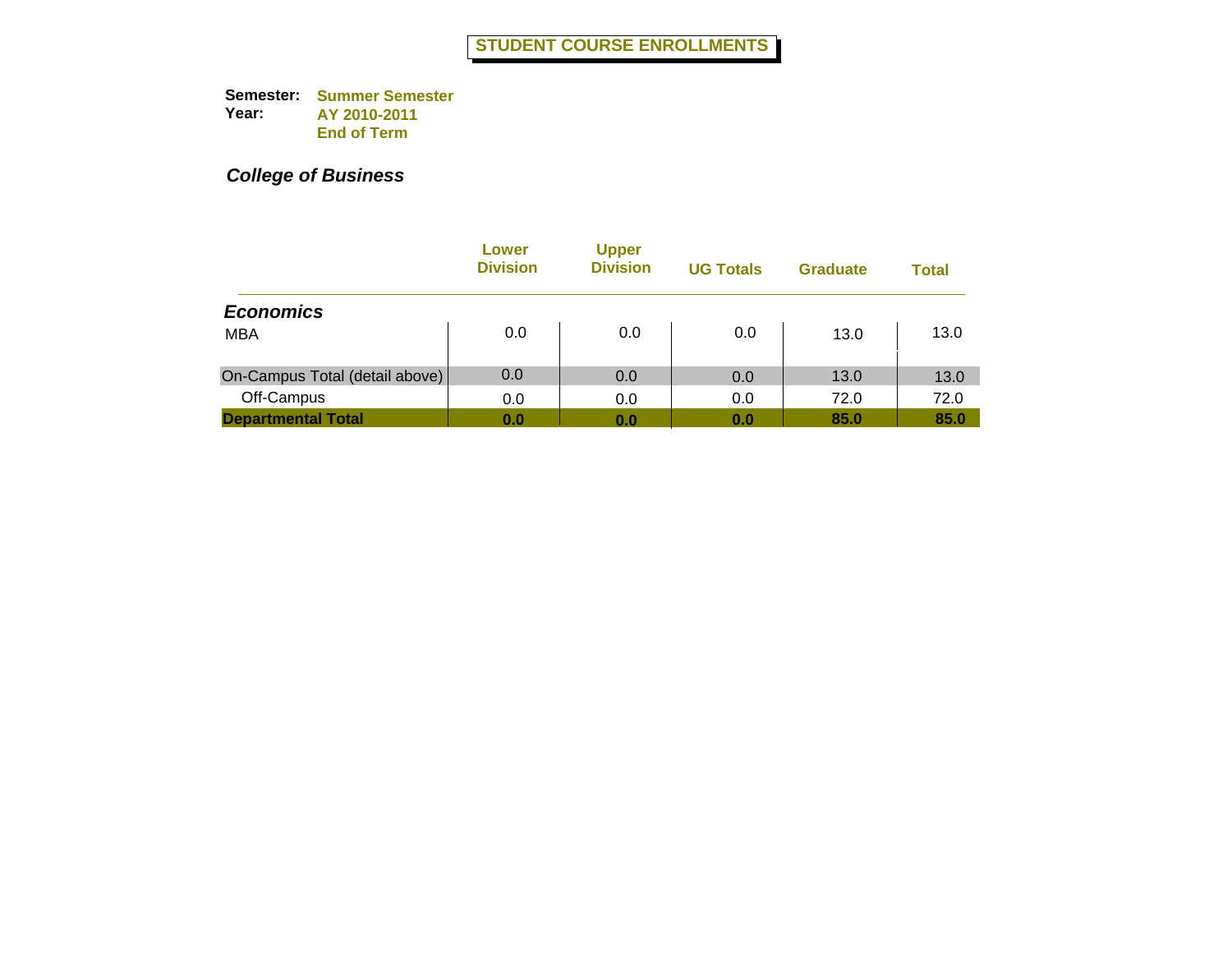# STUDENT COURSE ENROLLMENTS

**Semester:** Summer Semester
**Year:** AY 2010-2011
End of Term

## *College of Business*

| | Lower Division | Upper Division | UG Totals | Graduate | Total |
|---|---|---|---|---|---|
| ***Economics*** | | | | | |
| MBA | 0.0 | 0.0 | 0.0 | 13.0 | 13.0 |
| On-Campus Total (detail above) | 0.0 | 0.0 | 0.0 | 13.0 | 13.0 |
| Off-Campus | 0.0 | 0.0 | 0.0 | 72.0 | 72.0 |
| **Departmental Total** | **0.0** | **0.0** | **0.0** | **85.0** | **85.0** |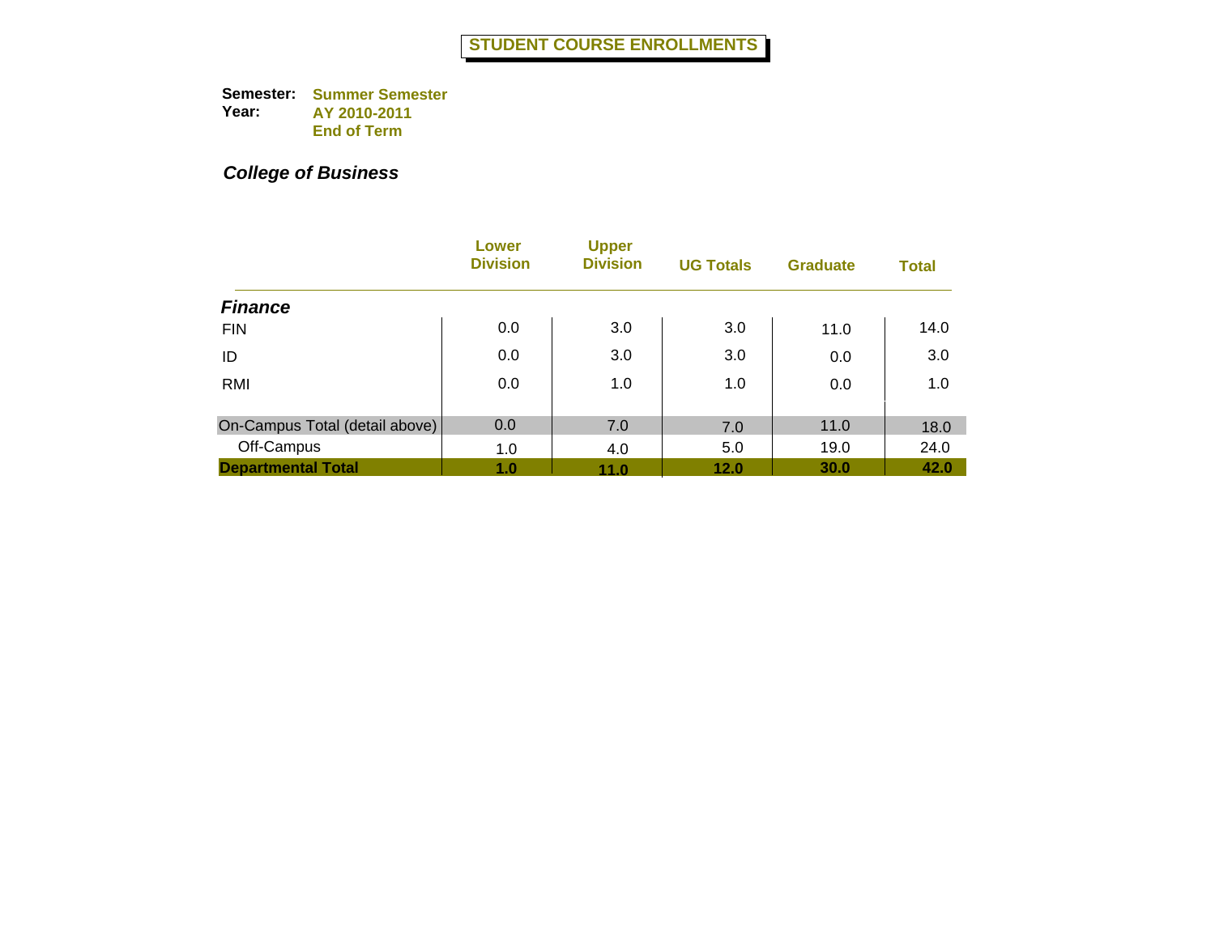# STUDENT COURSE ENROLLMENTS

**Semester:** Summer Semester
**Year:** AY 2010-2011
End of Term

## *College of Business*

| | Lower Division | Upper Division | UG Totals | Graduate | Total |
|---|---|---|---|---|---|
| ***Finance*** | | | | | |
| FIN | 0.0 | 3.0 | 3.0 | 11.0 | 14.0 |
| ID | 0.0 | 3.0 | 3.0 | 0.0 | 3.0 |
| RMI | 0.0 | 1.0 | 1.0 | 0.0 | 1.0 |
| On-Campus Total (detail above) | 0.0 | 7.0 | 7.0 | 11.0 | 18.0 |
| Off-Campus | 1.0 | 4.0 | 5.0 | 19.0 | 24.0 |
| **Departmental Total** | **1.0** | **11.0** | **12.0** | **30.0** | **42.0** |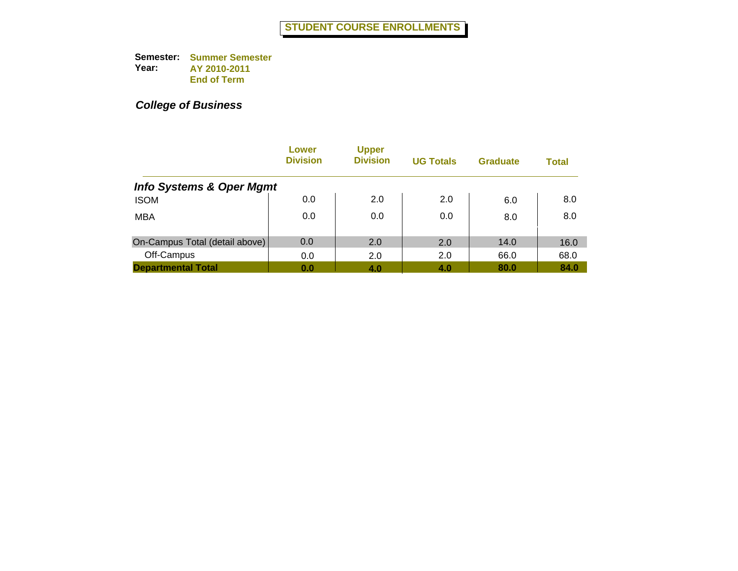# STUDENT COURSE ENROLLMENTS

**Semester:** Summer Semester
**Year:** AY 2010-2011
End of Term

***College of Business***

| | Lower Division | Upper Division | UG Totals | Graduate | Total |
|---|---|---|---|---|---|
| ***Info Systems & Oper Mgmt*** | | | | | |
| ISOM | 0.0 | 2.0 | 2.0 | 6.0 | 8.0 |
| MBA | 0.0 | 0.0 | 0.0 | 8.0 | 8.0 |
| On-Campus Total (detail above) | 0.0 | 2.0 | 2.0 | 14.0 | 16.0 |
| Off-Campus | 0.0 | 2.0 | 2.0 | 66.0 | 68.0 |
| **Departmental Total** | **0.0** | **4.0** | **4.0** | **80.0** | **84.0** |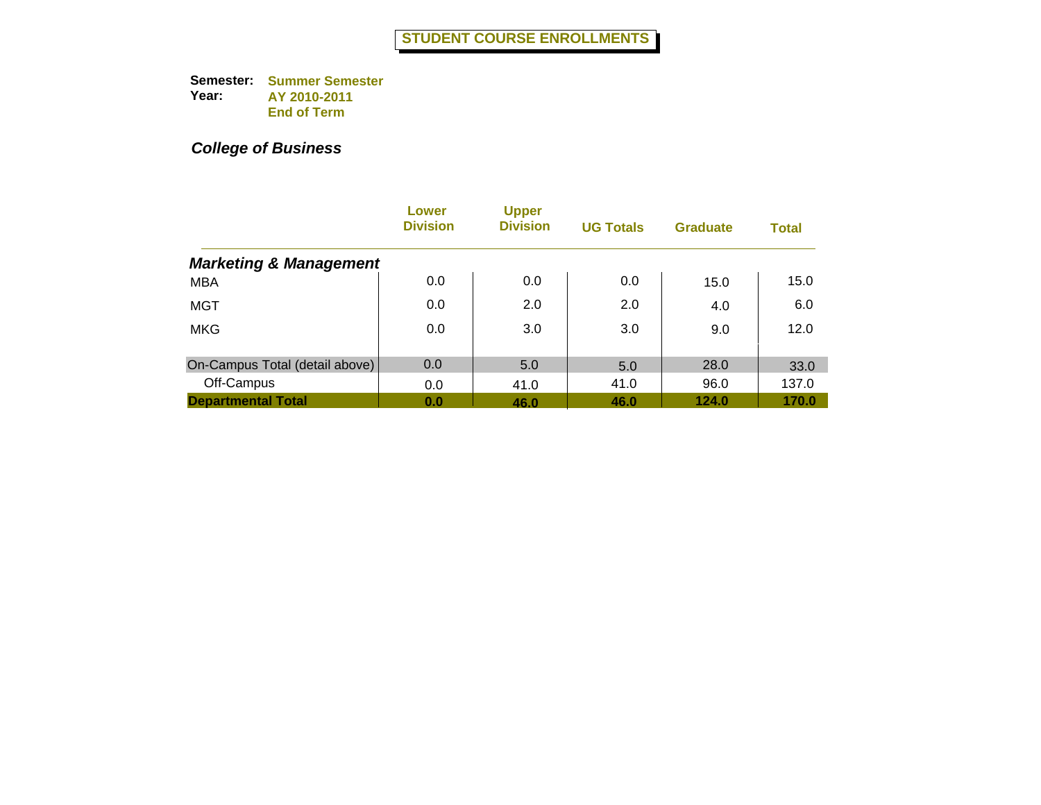# STUDENT COURSE ENROLLMENTS

**Semester:** Summer Semester
**Year:** AY 2010-2011
End of Term

***College of Business***

| | Lower Division | Upper Division | UG Totals | Graduate | Total |
|---|---|---|---|---|---|
| ***Marketing & Management*** | | | | | |
| MBA | 0.0 | 0.0 | 0.0 | 15.0 | 15.0 |
| MGT | 0.0 | 2.0 | 2.0 | 4.0 | 6.0 |
| MKG | 0.0 | 3.0 | 3.0 | 9.0 | 12.0 |
| On-Campus Total (detail above) | 0.0 | 5.0 | 5.0 | 28.0 | 33.0 |
| Off-Campus | 0.0 | 41.0 | 41.0 | 96.0 | 137.0 |
| **Departmental Total** | **0.0** | **46.0** | **46.0** | **124.0** | **170.0** |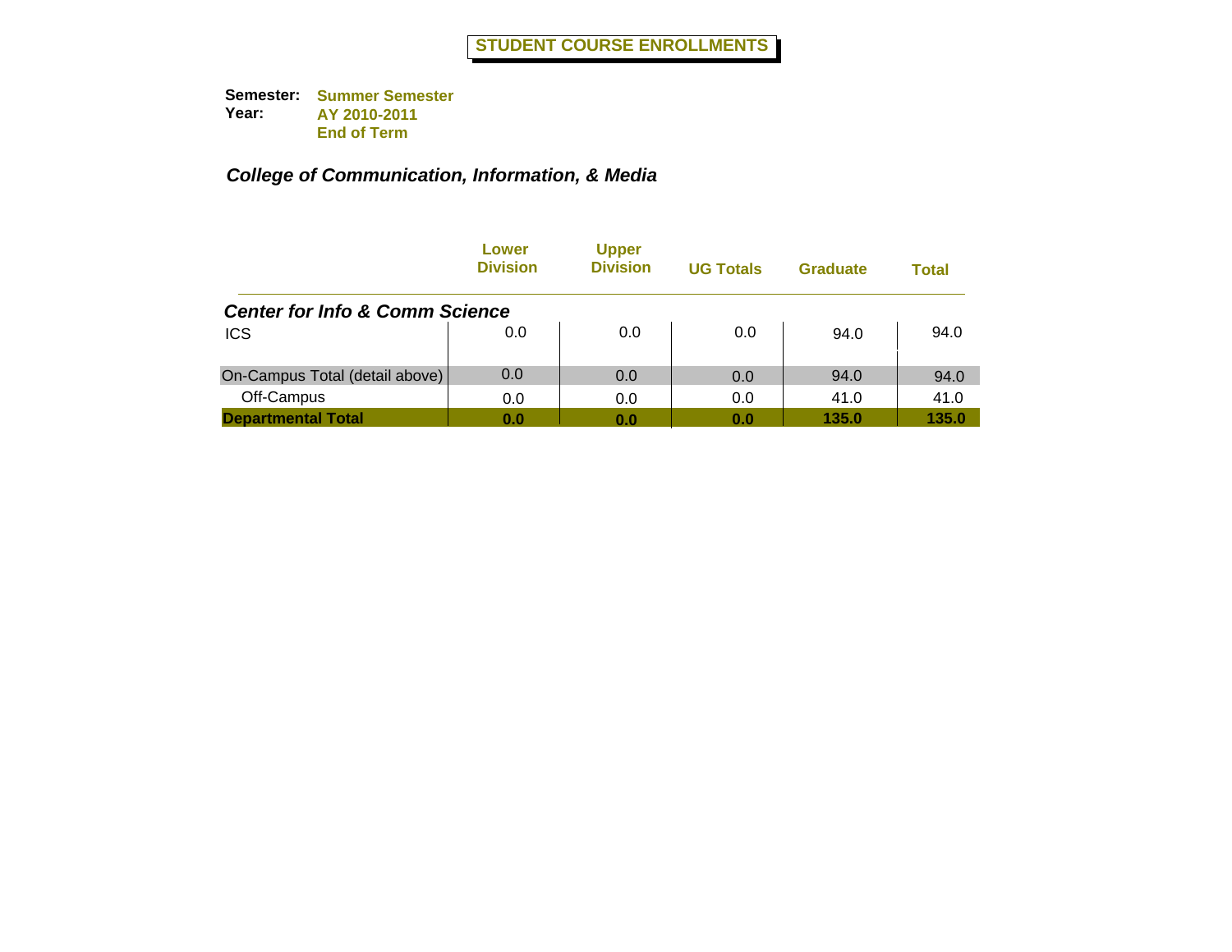# STUDENT COURSE ENROLLMENTS

**Semester:** Summer Semester
**Year:** AY 2010-2011
End of Term

## *College of Communication, Information, & Media*

| | Lower Division | Upper Division | UG Totals | Graduate | Total |
|---|---|---|---|---|---|
| ***Center for Info & Comm Science*** | | | | | |
| ICS | 0.0 | 0.0 | 0.0 | 94.0 | 94.0 |
| On-Campus Total (detail above) | 0.0 | 0.0 | 0.0 | 94.0 | 94.0 |
| Off-Campus | 0.0 | 0.0 | 0.0 | 41.0 | 41.0 |
| **Departmental Total** | **0.0** | **0.0** | **0.0** | **135.0** | **135.0** |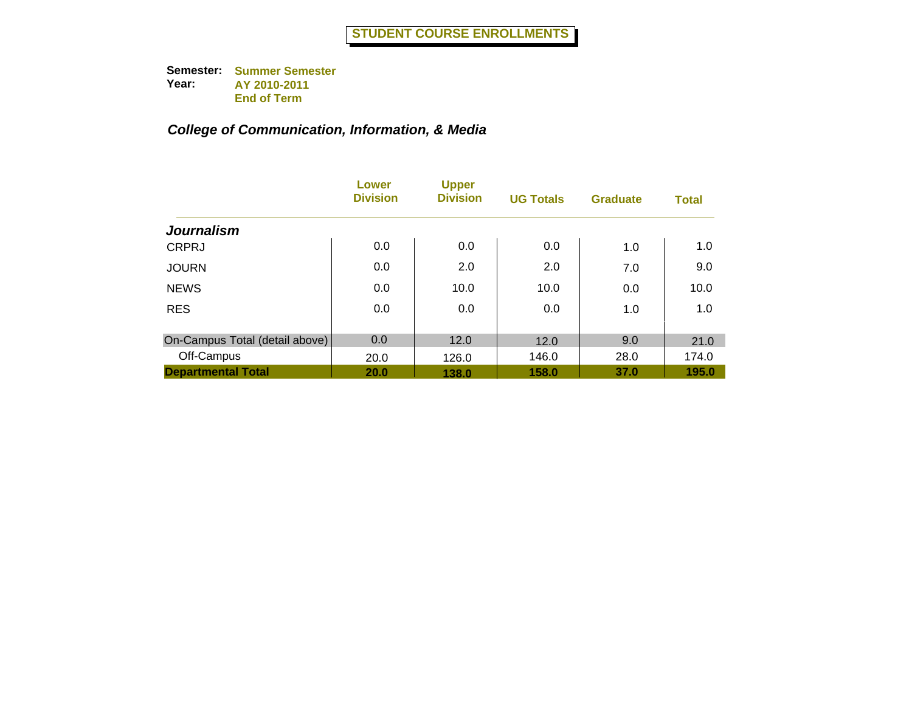# STUDENT COURSE ENROLLMENTS

**Semester:** Summer Semester
**Year:** AY 2010-2011
End of Term

## *College of Communication, Information, & Media*

| | Lower Division | Upper Division | UG Totals | Graduate | Total |
|---|---|---|---|---|---|
| ***Journalism*** | | | | | |
| CRPRJ | 0.0 | 0.0 | 0.0 | 1.0 | 1.0 |
| JOURN | 0.0 | 2.0 | 2.0 | 7.0 | 9.0 |
| NEWS | 0.0 | 10.0 | 10.0 | 0.0 | 10.0 |
| RES | 0.0 | 0.0 | 0.0 | 1.0 | 1.0 |
| On-Campus Total (detail above) | 0.0 | 12.0 | 12.0 | 9.0 | 21.0 |
| Off-Campus | 20.0 | 126.0 | 146.0 | 28.0 | 174.0 |
| **Departmental Total** | **20.0** | **138.0** | **158.0** | **37.0** | **195.0** |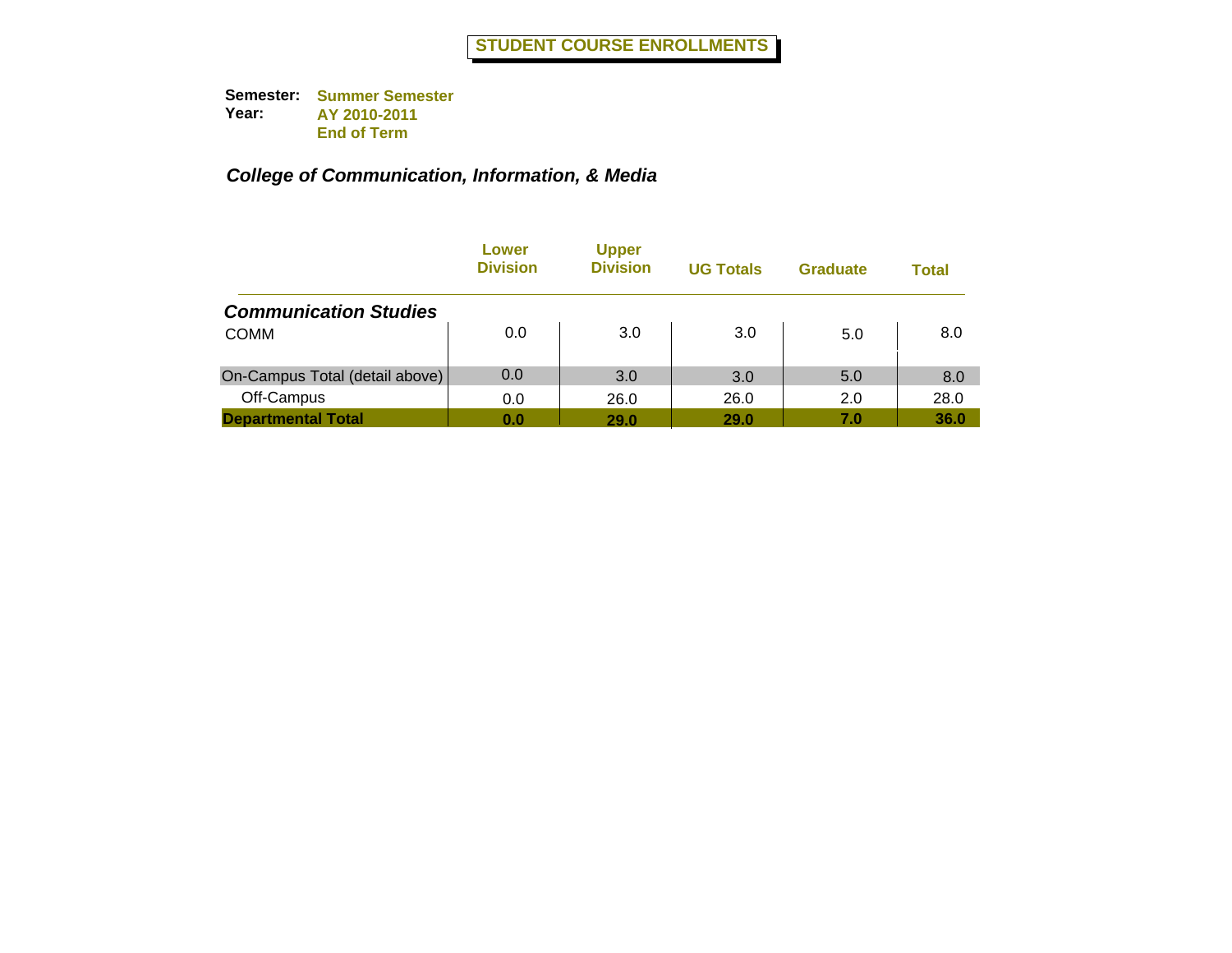# STUDENT COURSE ENROLLMENTS

**Semester:** **Summer Semester**
**Year:** **AY 2010-2011**
**End of Term**

## *College of Communication, Information, & Media*

| | Lower Division | Upper Division | UG Totals | Graduate | Total |
|---|---|---|---|---|---|
| ***Communication Studies*** | | | | | |
| COMM | 0.0 | 3.0 | 3.0 | 5.0 | 8.0 |
| On-Campus Total (detail above) | 0.0 | 3.0 | 3.0 | 5.0 | 8.0 |
| Off-Campus | 0.0 | 26.0 | 26.0 | 2.0 | 28.0 |
| **Departmental Total** | **0.0** | **29.0** | **29.0** | **7.0** | **36.0** |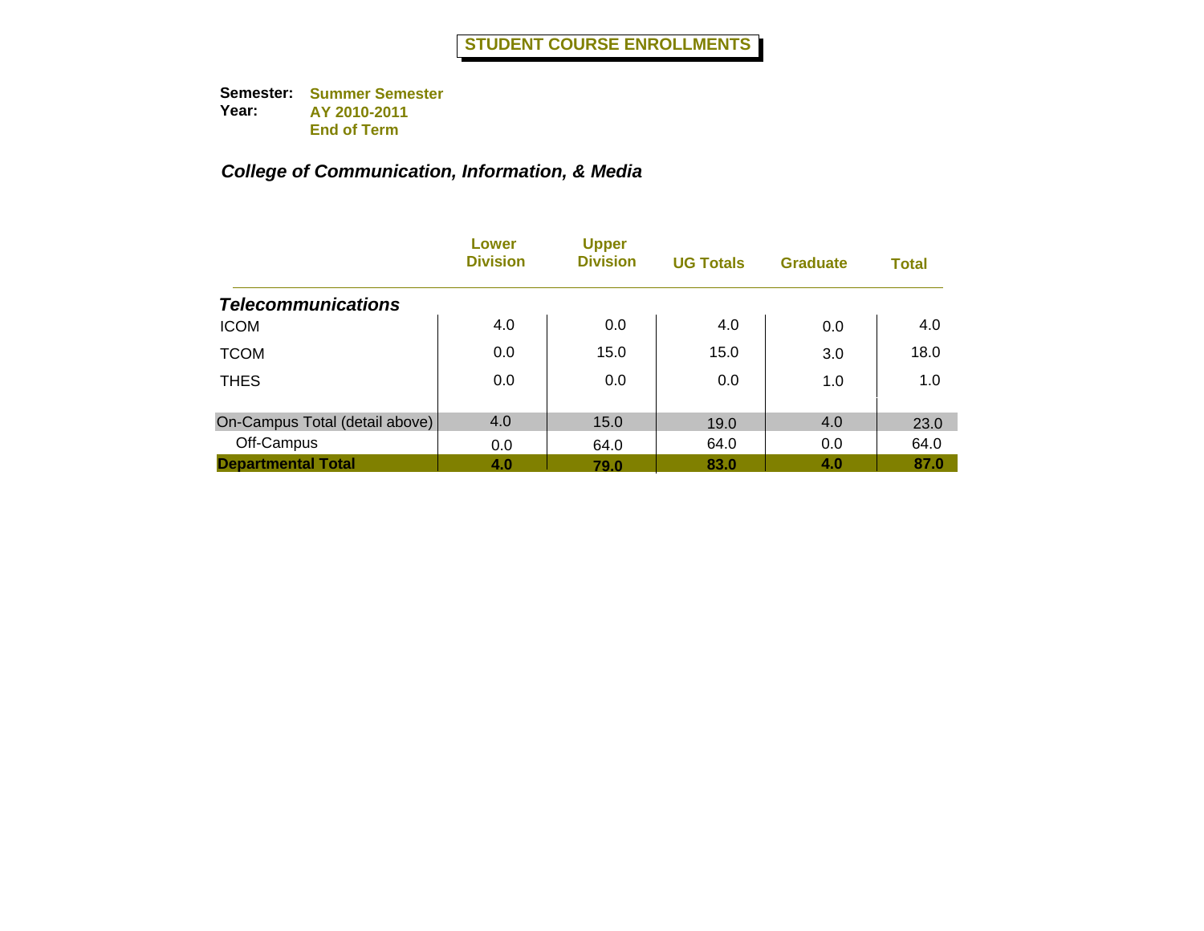# STUDENT COURSE ENROLLMENTS

**Semester:** Summer Semester
**Year:** AY 2010-2011
End of Term

## *College of Communication, Information, & Media*

| | Lower Division | Upper Division | UG Totals | Graduate | Total |
|---|---|---|---|---|---|
| ***Telecommunications*** | | | | | |
| ICOM | 4.0 | 0.0 | 4.0 | 0.0 | 4.0 |
| TCOM | 0.0 | 15.0 | 15.0 | 3.0 | 18.0 |
| THES | 0.0 | 0.0 | 0.0 | 1.0 | 1.0 |
| On-Campus Total (detail above) | 4.0 | 15.0 | 19.0 | 4.0 | 23.0 |
| Off-Campus | 0.0 | 64.0 | 64.0 | 0.0 | 64.0 |
| **Departmental Total** | **4.0** | **79.0** | **83.0** | **4.0** | **87.0** |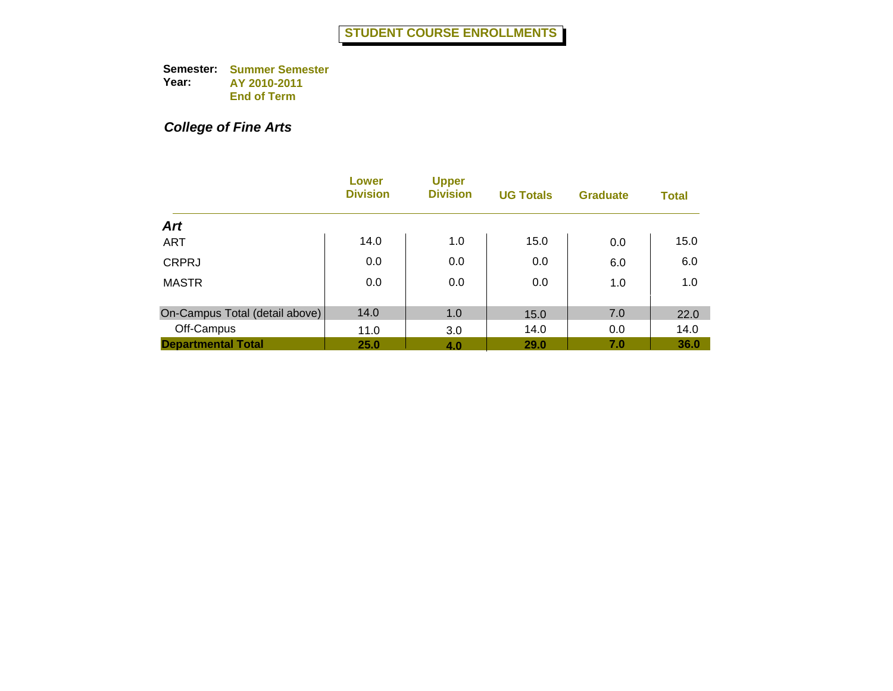# STUDENT COURSE ENROLLMENTS

**Semester:** Summer Semester
**Year:** AY 2010-2011
End of Term

## *College of Fine Arts*

| | Lower Division | Upper Division | UG Totals | Graduate | Total |
|---|---|---|---|---|---|
| ***Art*** | | | | | |
| ART | 14.0 | 1.0 | 15.0 | 0.0 | 15.0 |
| CRPRJ | 0.0 | 0.0 | 0.0 | 6.0 | 6.0 |
| MASTR | 0.0 | 0.0 | 0.0 | 1.0 | 1.0 |
| On-Campus Total (detail above) | 14.0 | 1.0 | 15.0 | 7.0 | 22.0 |
| Off-Campus | 11.0 | 3.0 | 14.0 | 0.0 | 14.0 |
| **Departmental Total** | **25.0** | **4.0** | **29.0** | **7.0** | **36.0** |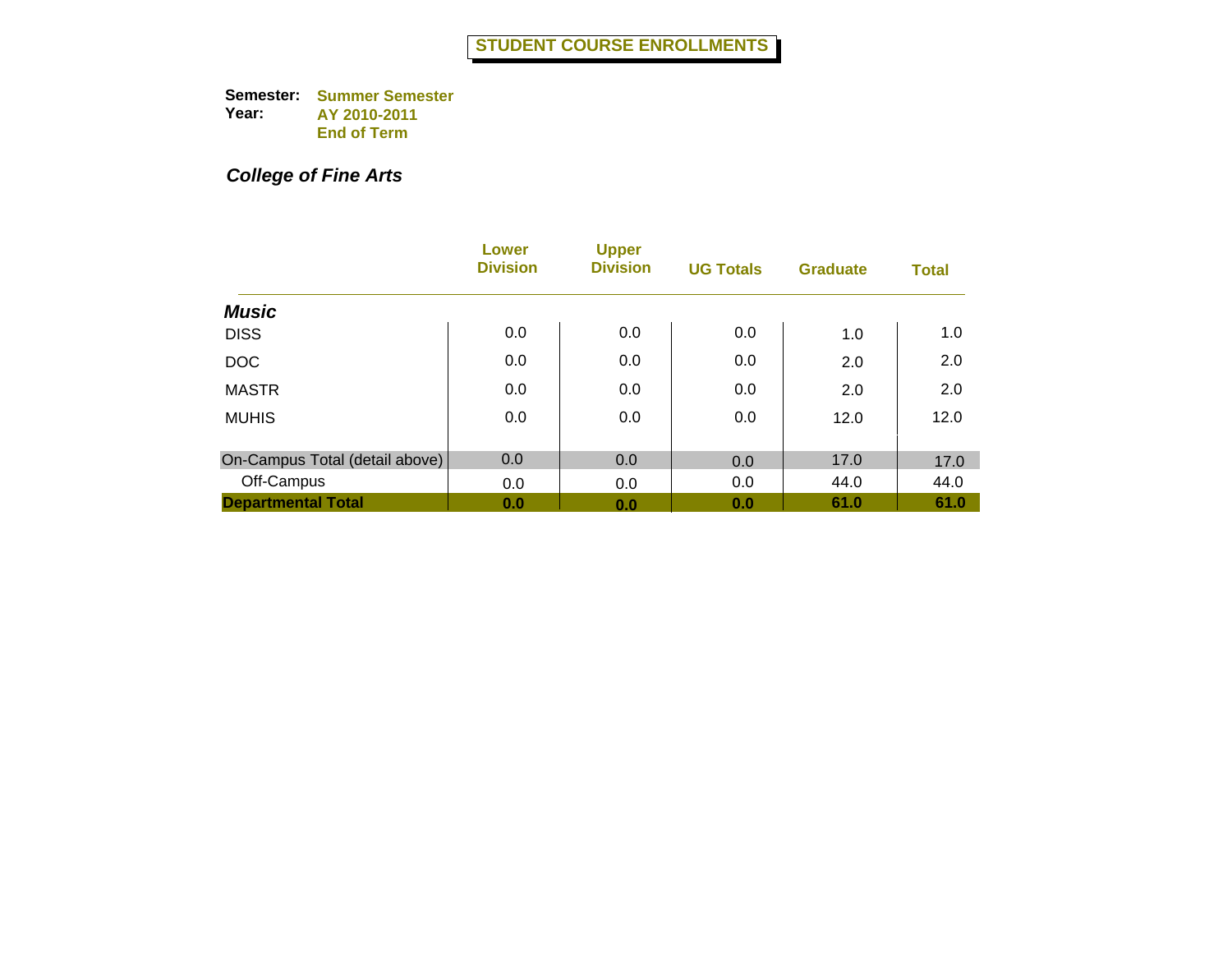# STUDENT COURSE ENROLLMENTS

**Semester:** Summer Semester
**Year:** AY 2010-2011
End of Term

## *College of Fine Arts*

| | Lower Division | Upper Division | UG Totals | Graduate | Total |
|---|---|---|---|---|---|
| ***Music*** | | | | | |
| DISS | 0.0 | 0.0 | 0.0 | 1.0 | 1.0 |
| DOC | 0.0 | 0.0 | 0.0 | 2.0 | 2.0 |
| MASTR | 0.0 | 0.0 | 0.0 | 2.0 | 2.0 |
| MUHIS | 0.0 | 0.0 | 0.0 | 12.0 | 12.0 |
| On-Campus Total (detail above) | 0.0 | 0.0 | 0.0 | 17.0 | 17.0 |
| Off-Campus | 0.0 | 0.0 | 0.0 | 44.0 | 44.0 |
| **Departmental Total** | **0.0** | **0.0** | **0.0** | **61.0** | **61.0** |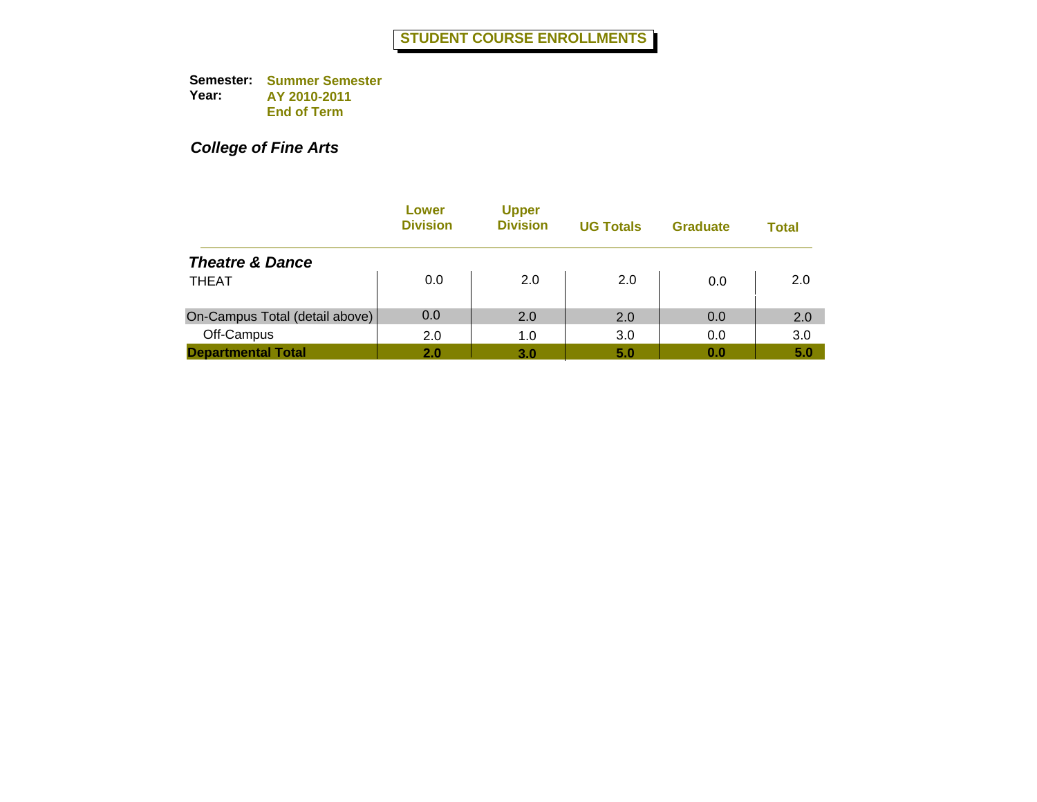# STUDENT COURSE ENROLLMENTS

**Semester:** **Summer Semester**
**Year:** **AY 2010-2011**
**End of Term**

***College of Fine Arts***

| | Lower Division | Upper Division | UG Totals | Graduate | Total |
|---|---|---|---|---|---|
| ***Theatre & Dance*** | | | | | |
| THEAT | 0.0 | 2.0 | 2.0 | 0.0 | 2.0 |
| On-Campus Total (detail above) | 0.0 | 2.0 | 2.0 | 0.0 | 2.0 |
| Off-Campus | 2.0 | 1.0 | 3.0 | 0.0 | 3.0 |
| **Departmental Total** | **2.0** | **3.0** | **5.0** | **0.0** | **5.0** |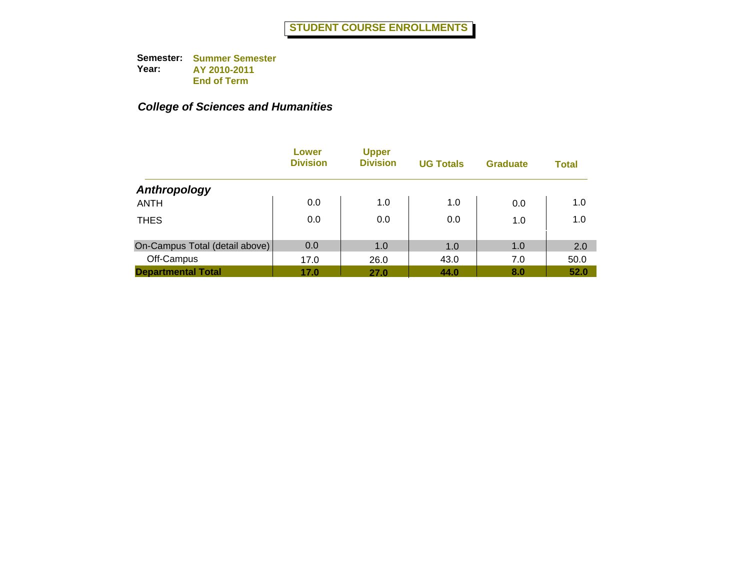# STUDENT COURSE ENROLLMENTS

**Semester:** Summer Semester
**Year:** AY 2010-2011
End of Term

## *College of Sciences and Humanities*

| | Lower Division | Upper Division | UG Totals | Graduate | Total |
|---|---|---|---|---|---|
| ***Anthropology*** | | | | | |
| ANTH | 0.0 | 1.0 | 1.0 | 0.0 | 1.0 |
| THES | 0.0 | 0.0 | 0.0 | 1.0 | 1.0 |
| On-Campus Total (detail above) | 0.0 | 1.0 | 1.0 | 1.0 | 2.0 |
| Off-Campus | 17.0 | 26.0 | 43.0 | 7.0 | 50.0 |
| **Departmental Total** | **17.0** | **27.0** | **44.0** | **8.0** | **52.0** |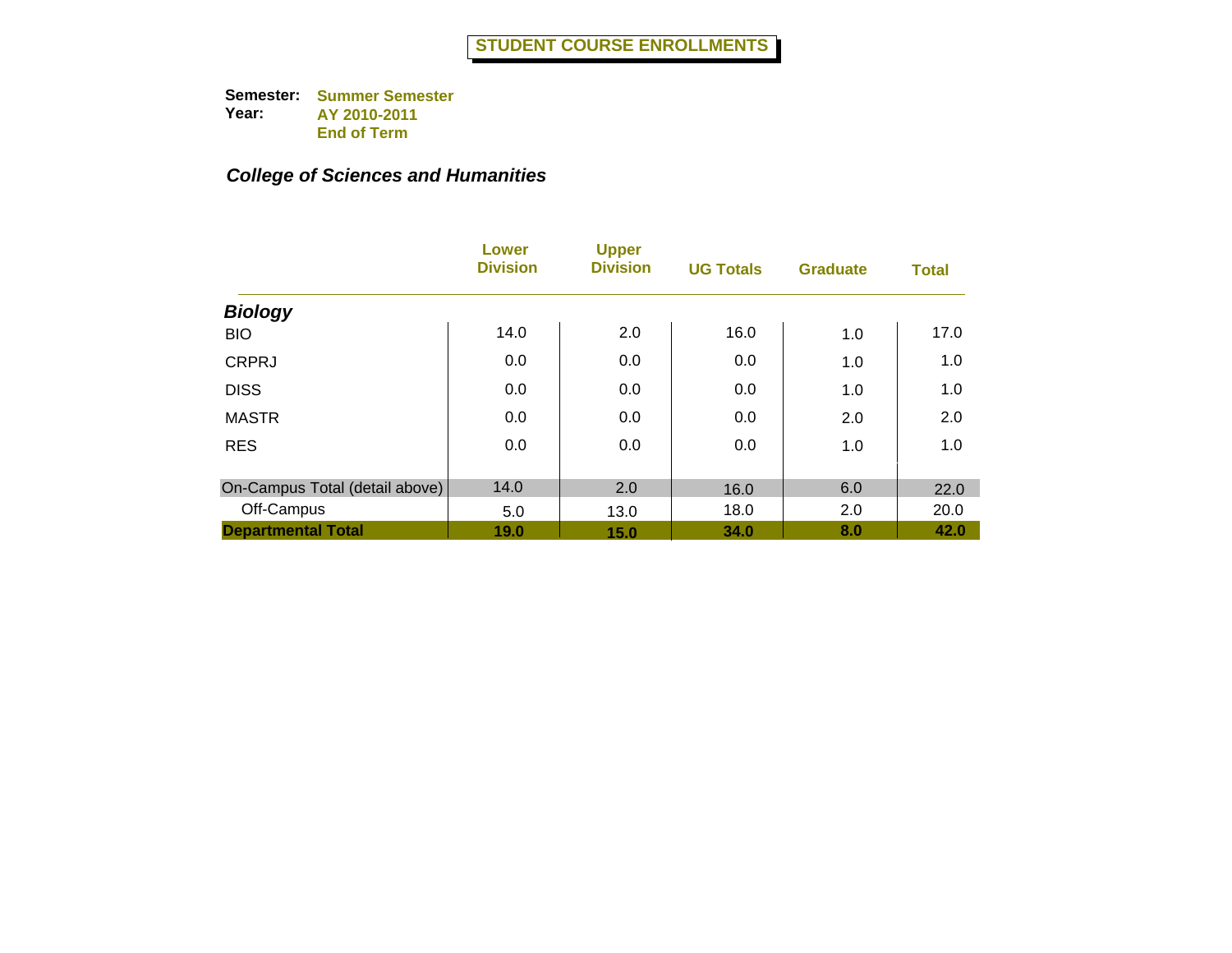# STUDENT COURSE ENROLLMENTS

**Semester:** **Summer Semester**
**Year:** **AY 2010-2011**
**End of Term**

***College of Sciences and Humanities***

| | Lower Division | Upper Division | UG Totals | Graduate | Total |
|---|---|---|---|---|---|
| ***Biology*** | | | | | |
| BIO | 14.0 | 2.0 | 16.0 | 1.0 | 17.0 |
| CRPRJ | 0.0 | 0.0 | 0.0 | 1.0 | 1.0 |
| DISS | 0.0 | 0.0 | 0.0 | 1.0 | 1.0 |
| MASTR | 0.0 | 0.0 | 0.0 | 2.0 | 2.0 |
| RES | 0.0 | 0.0 | 0.0 | 1.0 | 1.0 |
| On-Campus Total (detail above) | 14.0 | 2.0 | 16.0 | 6.0 | 22.0 |
| Off-Campus | 5.0 | 13.0 | 18.0 | 2.0 | 20.0 |
| **Departmental Total** | **19.0** | **15.0** | **34.0** | **8.0** | **42.0** |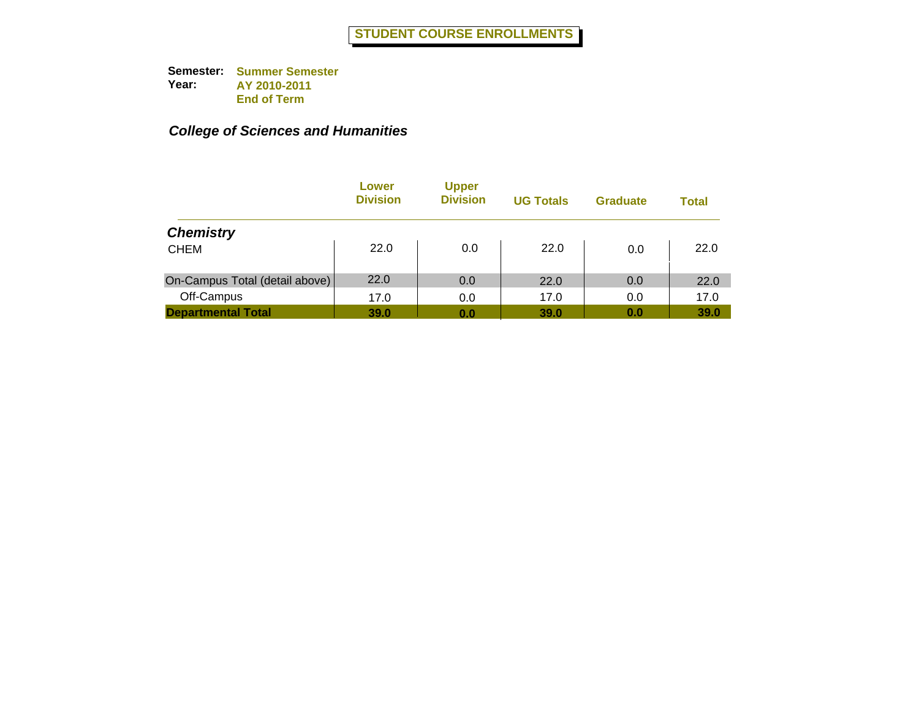# STUDENT COURSE ENROLLMENTS

**Semester:** Summer Semester
**Year:** AY 2010-2011
End of Term

## *College of Sciences and Humanities*

| | Lower Division | Upper Division | UG Totals | Graduate | Total |
|---|---|---|---|---|---|
| ***Chemistry*** | | | | | |
| CHEM | 22.0 | 0.0 | 22.0 | 0.0 | 22.0 |
| On-Campus Total (detail above) | 22.0 | 0.0 | 22.0 | 0.0 | 22.0 |
| Off-Campus | 17.0 | 0.0 | 17.0 | 0.0 | 17.0 |
| **Departmental Total** | **39.0** | **0.0** | **39.0** | **0.0** | **39.0** |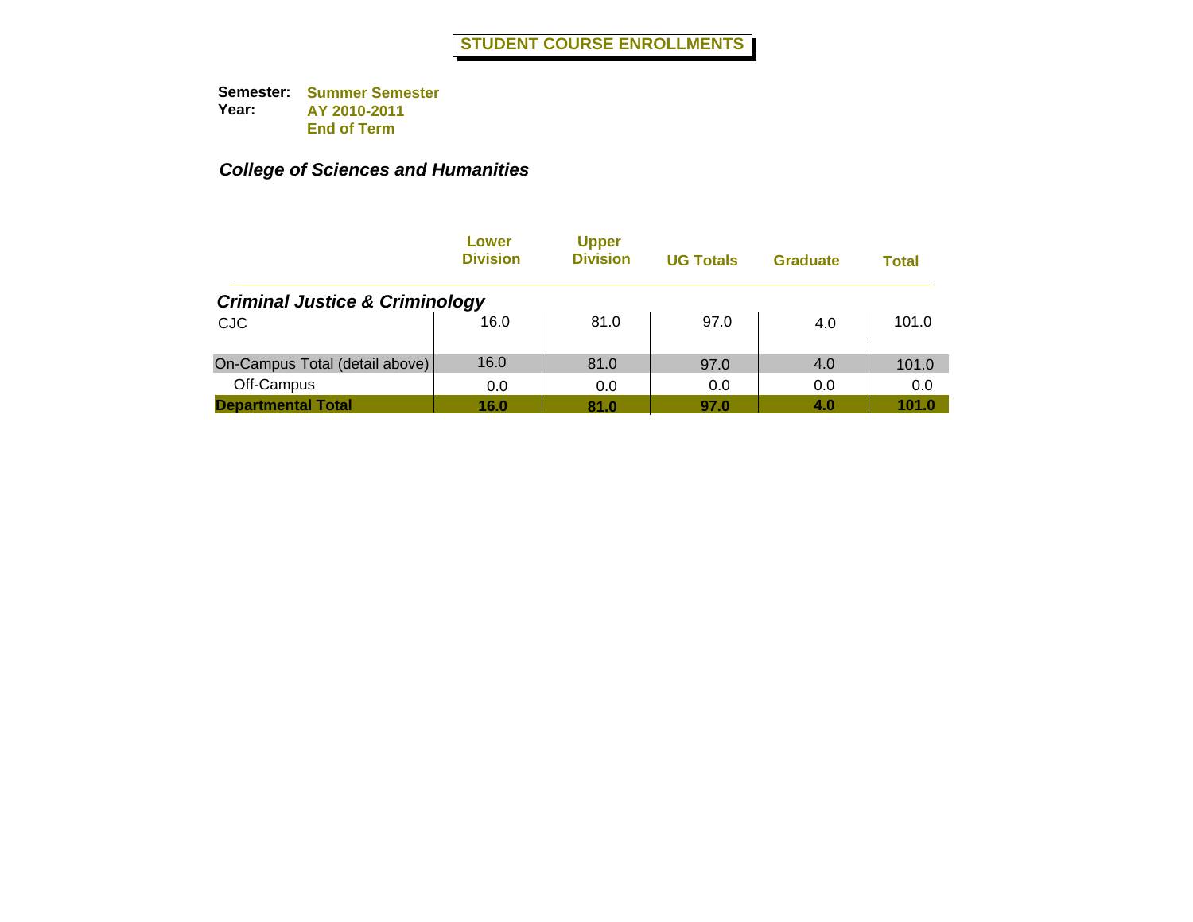# STUDENT COURSE ENROLLMENTS

**Semester:** **Summer Semester**
**Year:** **AY 2010-2011**
**End of Term**

## *College of Sciences and Humanities*

| | Lower Division | Upper Division | UG Totals | Graduate | Total |
|---|---|---|---|---|---|
| ***Criminal Justice & Criminology*** | | | | | |
| CJC | 16.0 | 81.0 | 97.0 | 4.0 | 101.0 |
| On-Campus Total (detail above) | 16.0 | 81.0 | 97.0 | 4.0 | 101.0 |
| Off-Campus | 0.0 | 0.0 | 0.0 | 0.0 | 0.0 |
| **Departmental Total** | **16.0** | **81.0** | **97.0** | **4.0** | **101.0** |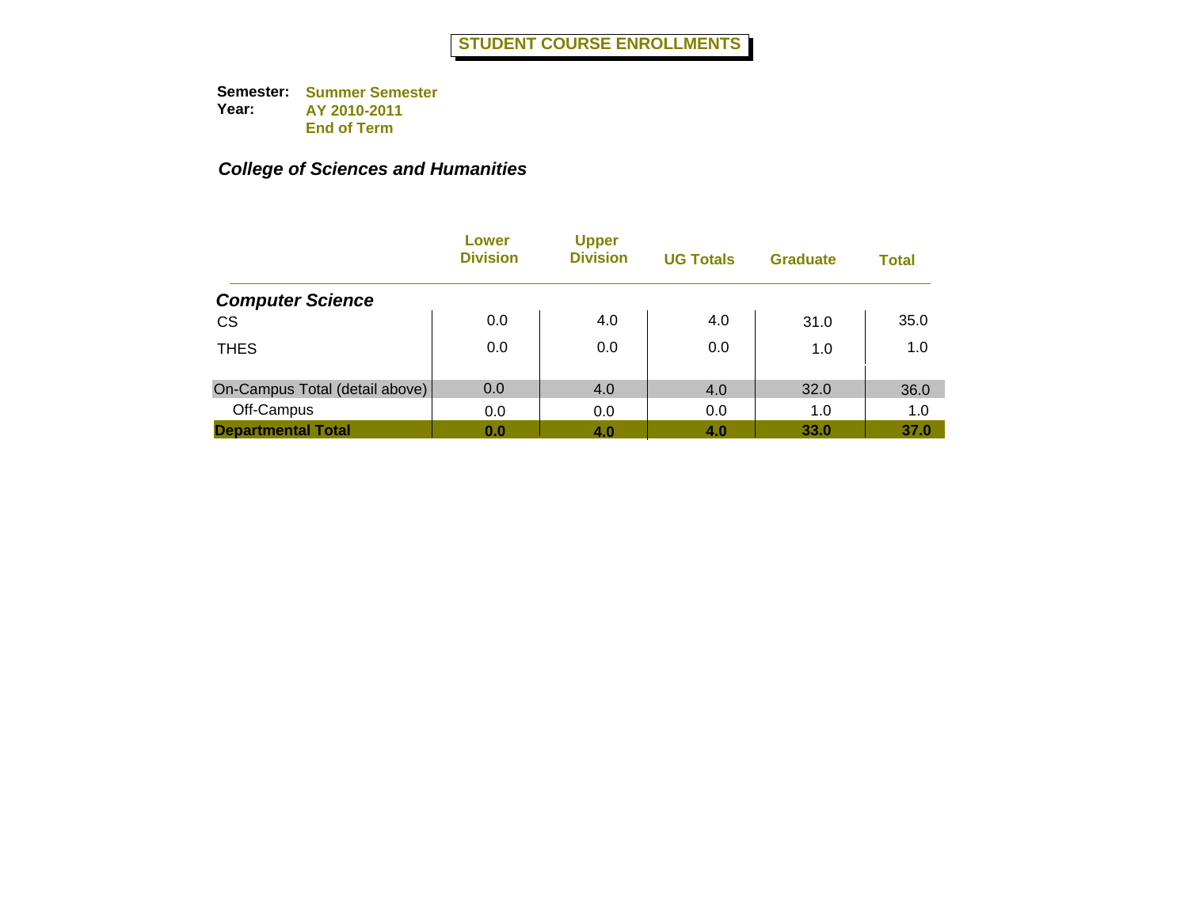# STUDENT COURSE ENROLLMENTS

**Semester:** Summer Semester
**Year:** AY 2010-2011
End of Term

### *College of Sciences and Humanities*

| | Lower Division | Upper Division | UG Totals | Graduate | Total |
|---|---|---|---|---|---|
| ***Computer Science*** | | | | | |
| CS | 0.0 | 4.0 | 4.0 | 31.0 | 35.0 |
| THES | 0.0 | 0.0 | 0.0 | 1.0 | 1.0 |
| On-Campus Total (detail above) | 0.0 | 4.0 | 4.0 | 32.0 | 36.0 |
| Off-Campus | 0.0 | 0.0 | 0.0 | 1.0 | 1.0 |
| **Departmental Total** | **0.0** | **4.0** | **4.0** | **33.0** | **37.0** |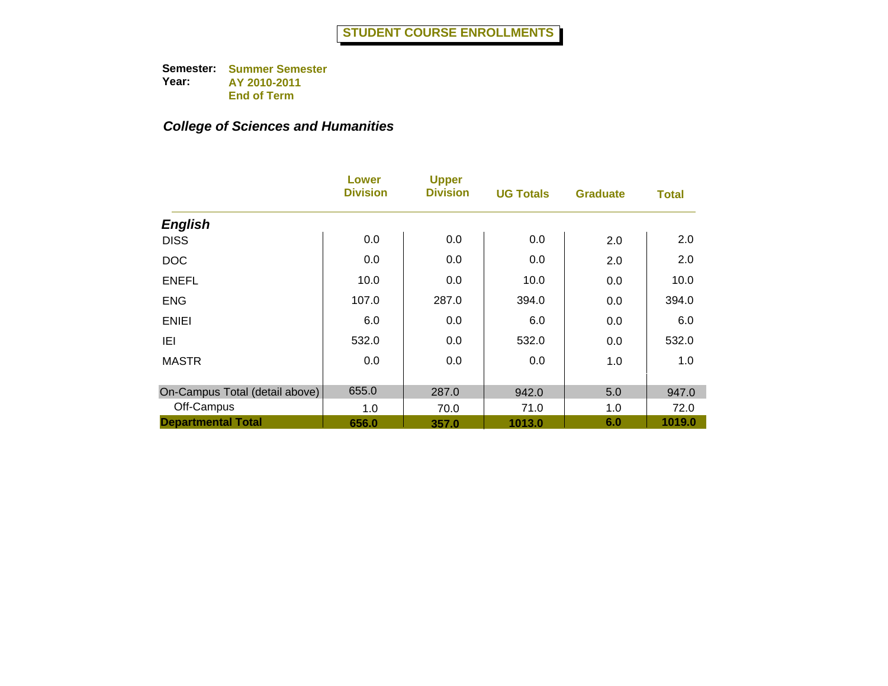# STUDENT COURSE ENROLLMENTS

**Semester:** Summer Semester
**Year:** AY 2010-2011
End of Term

***College of Sciences and Humanities***

| | Lower Division | Upper Division | UG Totals | Graduate | Total |
|---|---|---|---|---|---|
| ***English*** | | | | | |
| DISS | 0.0 | 0.0 | 0.0 | 2.0 | 2.0 |
| DOC | 0.0 | 0.0 | 0.0 | 2.0 | 2.0 |
| ENEFL | 10.0 | 0.0 | 10.0 | 0.0 | 10.0 |
| ENG | 107.0 | 287.0 | 394.0 | 0.0 | 394.0 |
| ENIEI | 6.0 | 0.0 | 6.0 | 0.0 | 6.0 |
| IEI | 532.0 | 0.0 | 532.0 | 0.0 | 532.0 |
| MASTR | 0.0 | 0.0 | 0.0 | 1.0 | 1.0 |
| On-Campus Total (detail above) | 655.0 | 287.0 | 942.0 | 5.0 | 947.0 |
| Off-Campus | 1.0 | 70.0 | 71.0 | 1.0 | 72.0 |
| **Departmental Total** | **656.0** | **357.0** | **1013.0** | **6.0** | **1019.0** |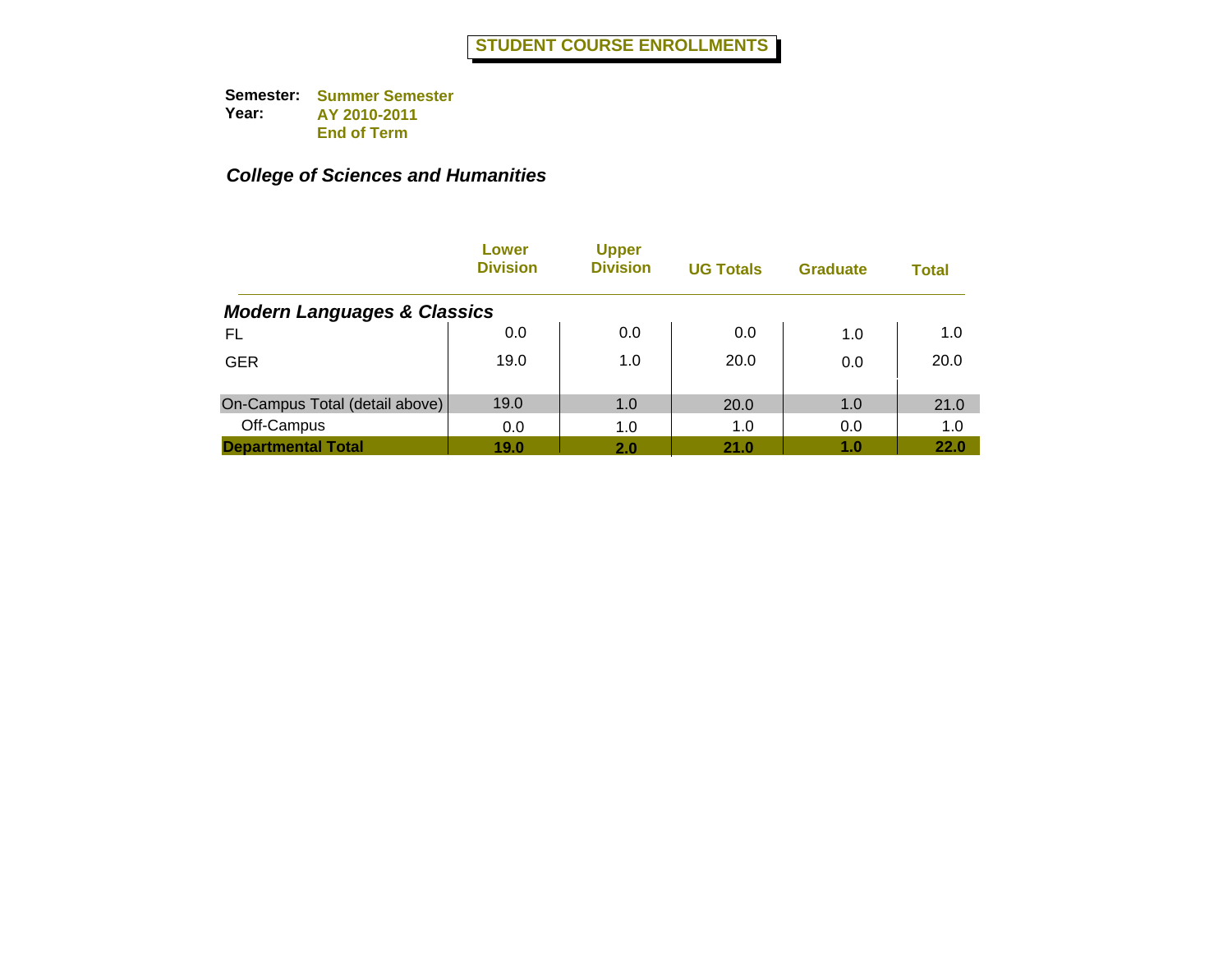# STUDENT COURSE ENROLLMENTS

**Semester:** Summer Semester
**Year:** AY 2010-2011
End of Term

## *College of Sciences and Humanities*

| | Lower Division | Upper Division | UG Totals | Graduate | Total |
|---|---|---|---|---|---|
| ***Modern Languages & Classics*** | | | | | |
| FL | 0.0 | 0.0 | 0.0 | 1.0 | 1.0 |
| GER | 19.0 | 1.0 | 20.0 | 0.0 | 20.0 |
| On-Campus Total (detail above) | 19.0 | 1.0 | 20.0 | 1.0 | 21.0 |
| Off-Campus | 0.0 | 1.0 | 1.0 | 0.0 | 1.0 |
| **Departmental Total** | **19.0** | **2.0** | **21.0** | **1.0** | **22.0** |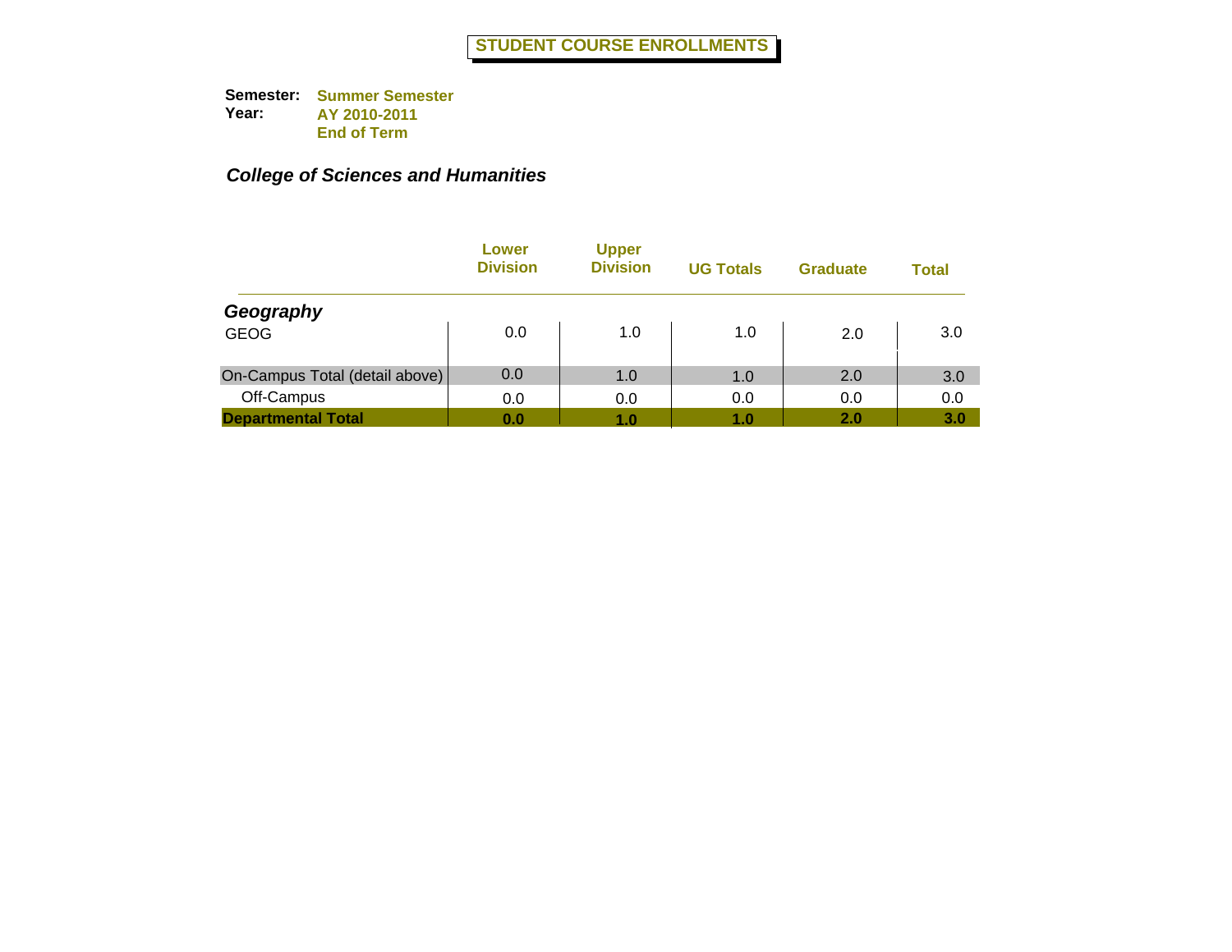# STUDENT COURSE ENROLLMENTS

**Semester:** **Summer Semester**
**Year:** **AY 2010-2011**
**End of Term**

## *College of Sciences and Humanities*

| | Lower Division | Upper Division | UG Totals | Graduate | Total |
|---|---|---|---|---|---|
| ***Geography*** | | | | | |
| GEOG | 0.0 | 1.0 | 1.0 | 2.0 | 3.0 |
| On-Campus Total (detail above) | 0.0 | 1.0 | 1.0 | 2.0 | 3.0 |
| Off-Campus | 0.0 | 0.0 | 0.0 | 0.0 | 0.0 |
| **Departmental Total** | **0.0** | **1.0** | **1.0** | **2.0** | **3.0** |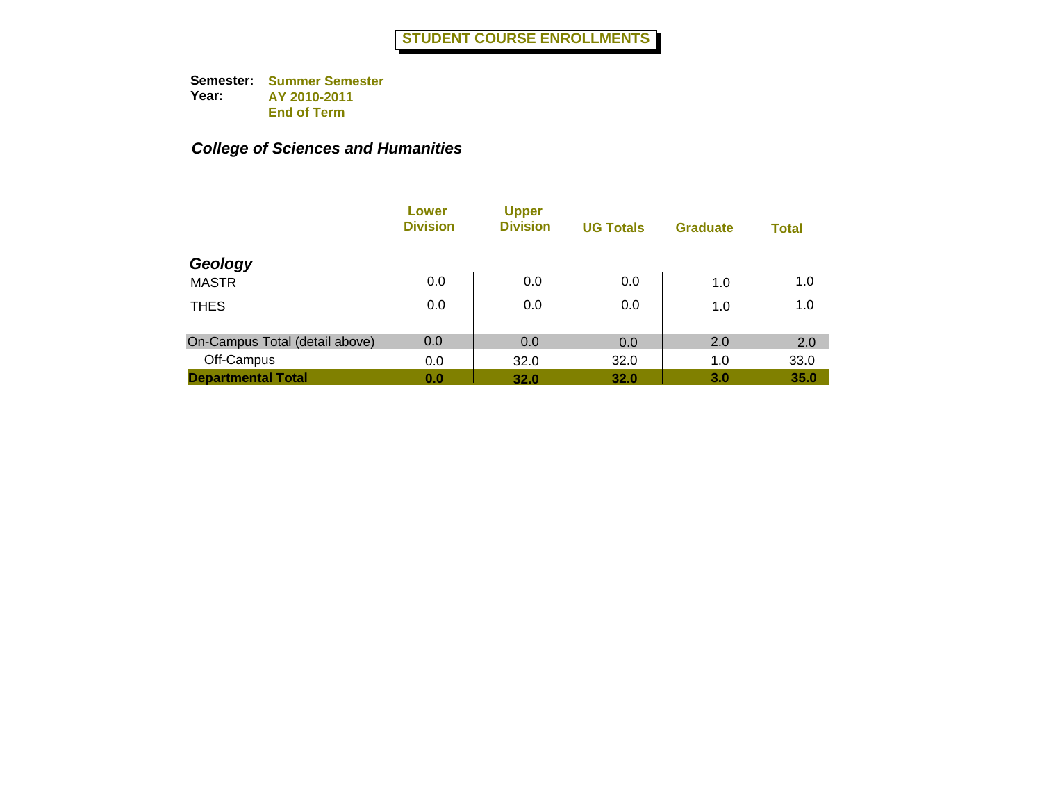# STUDENT COURSE ENROLLMENTS

**Semester:** **Summer Semester**
**Year:** **AY 2010-2011**
**End of Term**

## *College of Sciences and Humanities*

| | Lower Division | Upper Division | UG Totals | Graduate | Total |
|---|---|---|---|---|---|
| ***Geology*** | | | | | |
| MASTR | 0.0 | 0.0 | 0.0 | 1.0 | 1.0 |
| THES | 0.0 | 0.0 | 0.0 | 1.0 | 1.0 |
| On-Campus Total (detail above) | 0.0 | 0.0 | 0.0 | 2.0 | 2.0 |
| Off-Campus | 0.0 | 32.0 | 32.0 | 1.0 | 33.0 |
| **Departmental Total** | **0.0** | **32.0** | **32.0** | **3.0** | **35.0** |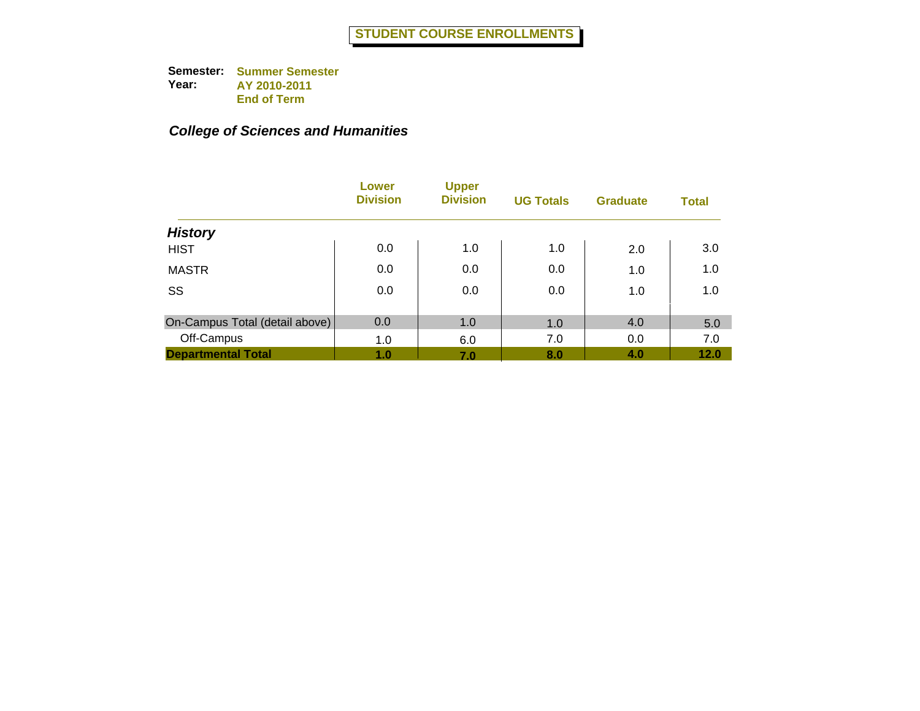# STUDENT COURSE ENROLLMENTS

**Semester:** Summer Semester
**Year:** AY 2010-2011
End of Term

### *College of Sciences and Humanities*

| | Lower Division | Upper Division | UG Totals | Graduate | Total |
|---|---|---|---|---|---|
| ***History*** | | | | | |
| HIST | 0.0 | 1.0 | 1.0 | 2.0 | 3.0 |
| MASTR | 0.0 | 0.0 | 0.0 | 1.0 | 1.0 |
| SS | 0.0 | 0.0 | 0.0 | 1.0 | 1.0 |
| On-Campus Total (detail above) | 0.0 | 1.0 | 1.0 | 4.0 | 5.0 |
| Off-Campus | 1.0 | 6.0 | 7.0 | 0.0 | 7.0 |
| **Departmental Total** | **1.0** | **7.0** | **8.0** | **4.0** | **12.0** |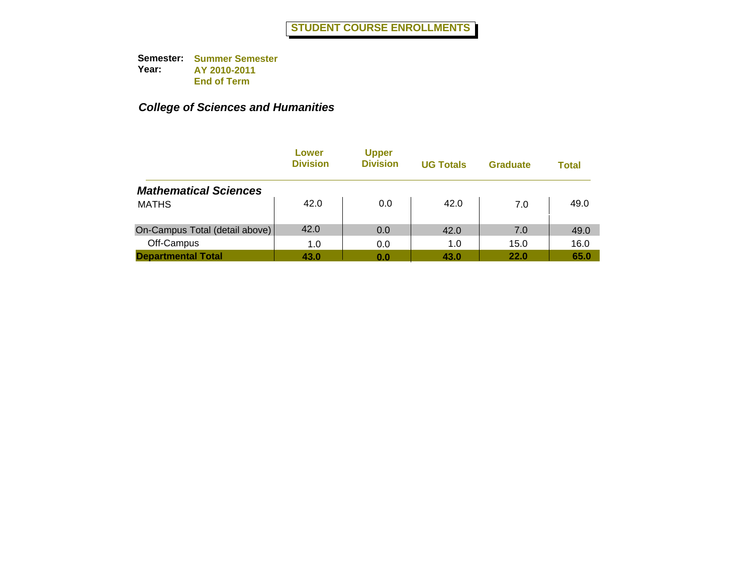# STUDENT COURSE ENROLLMENTS

**Semester:** Summer Semester
**Year:** AY 2010-2011
End of Term

***College of Sciences and Humanities***

| | Lower Division | Upper Division | UG Totals | Graduate | Total |
|---|---|---|---|---|---|
| ***Mathematical Sciences*** | | | | | |
| MATHS | 42.0 | 0.0 | 42.0 | 7.0 | 49.0 |
| On-Campus Total (detail above) | 42.0 | 0.0 | 42.0 | 7.0 | 49.0 |
| Off-Campus | 1.0 | 0.0 | 1.0 | 15.0 | 16.0 |
| **Departmental Total** | **43.0** | **0.0** | **43.0** | **22.0** | **65.0** |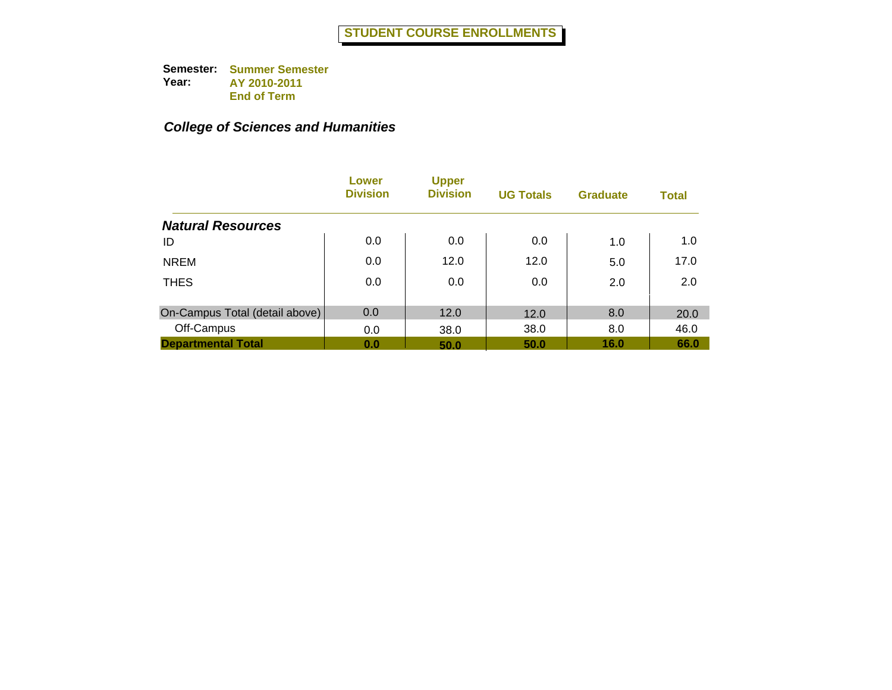# STUDENT COURSE ENROLLMENTS

**Semester:** Summer Semester
**Year:** AY 2010-2011
End of Term

## *College of Sciences and Humanities*

| | Lower Division | Upper Division | UG Totals | Graduate | Total |
|---|---|---|---|---|---|
| ***Natural Resources*** | | | | | |
| ID | 0.0 | 0.0 | 0.0 | 1.0 | 1.0 |
| NREM | 0.0 | 12.0 | 12.0 | 5.0 | 17.0 |
| THES | 0.0 | 0.0 | 0.0 | 2.0 | 2.0 |
| On-Campus Total (detail above) | 0.0 | 12.0 | 12.0 | 8.0 | 20.0 |
| Off-Campus | 0.0 | 38.0 | 38.0 | 8.0 | 46.0 |
| **Departmental Total** | **0.0** | **50.0** | **50.0** | **16.0** | **66.0** |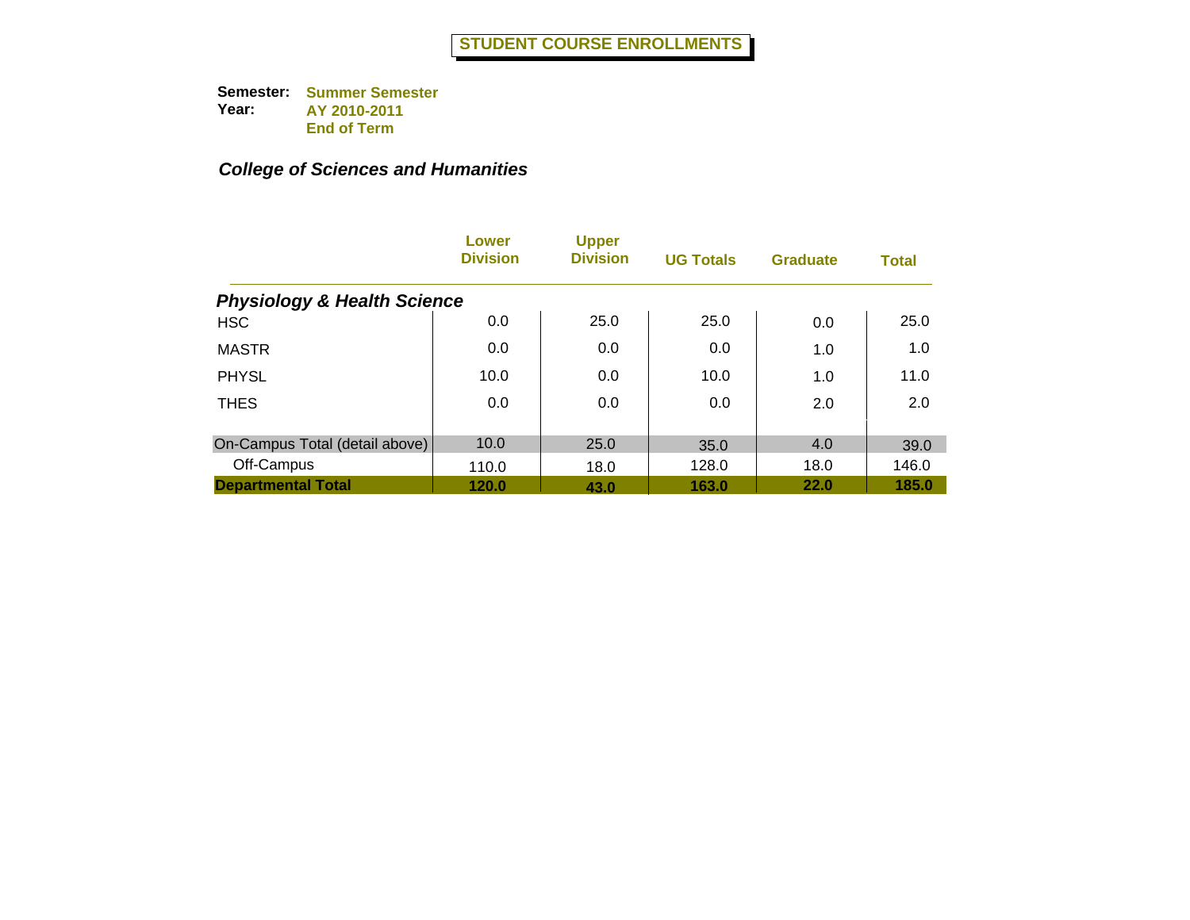# STUDENT COURSE ENROLLMENTS

**Semester:** Summer Semester
**Year:** AY 2010-2011
End of Term

***College of Sciences and Humanities***

| | Lower Division | Upper Division | UG Totals | Graduate | Total |
|---|---|---|---|---|---|
| ***Physiology & Health Science*** | | | | | |
| HSC | 0.0 | 25.0 | 25.0 | 0.0 | 25.0 |
| MASTR | 0.0 | 0.0 | 0.0 | 1.0 | 1.0 |
| PHYSL | 10.0 | 0.0 | 10.0 | 1.0 | 11.0 |
| THES | 0.0 | 0.0 | 0.0 | 2.0 | 2.0 |
| On-Campus Total (detail above) | 10.0 | 25.0 | 35.0 | 4.0 | 39.0 |
| Off-Campus | 110.0 | 18.0 | 128.0 | 18.0 | 146.0 |
| **Departmental Total** | **120.0** | **43.0** | **163.0** | **22.0** | **185.0** |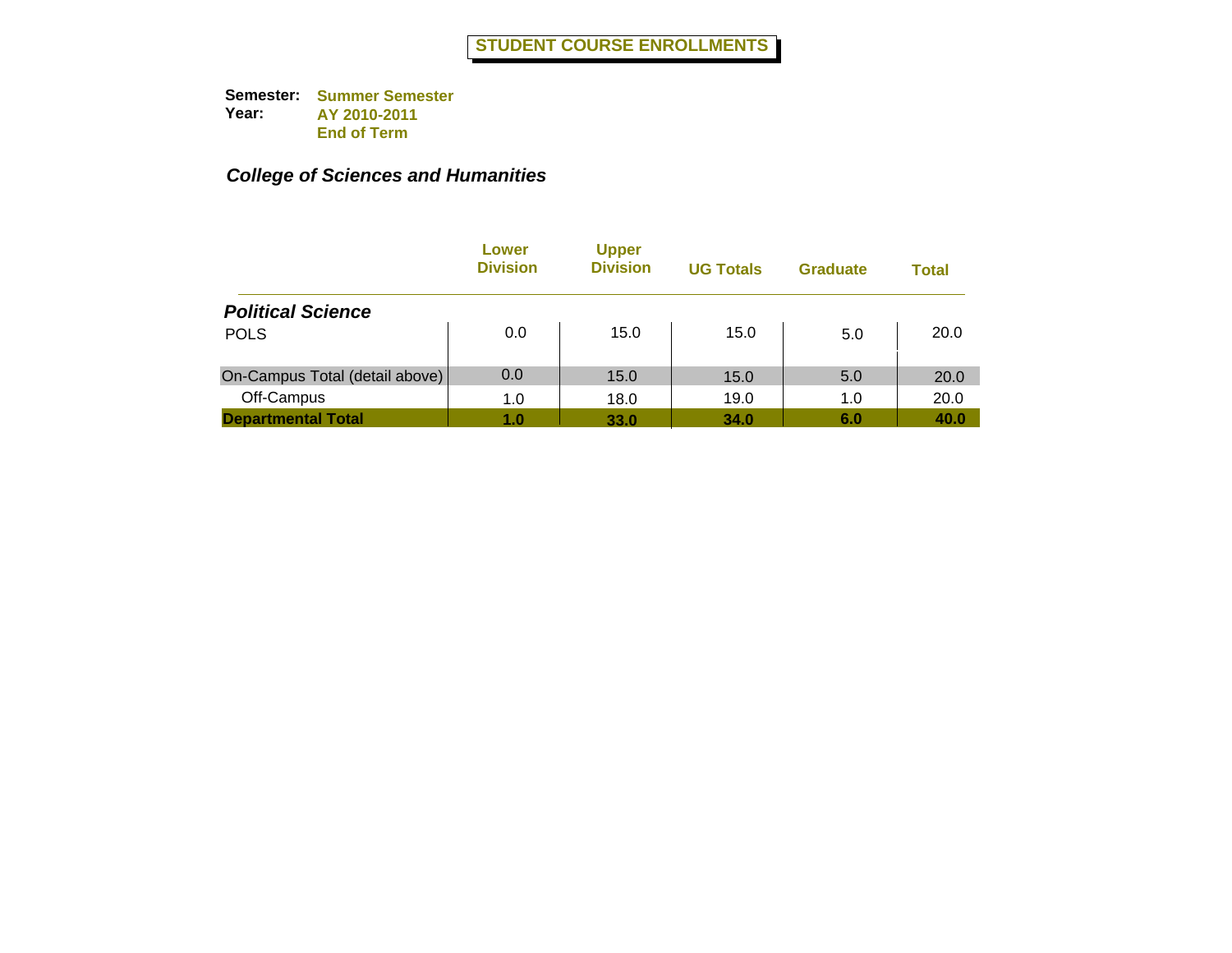# STUDENT COURSE ENROLLMENTS

**Semester:** Summer Semester
**Year:** AY 2010-2011
End of Term

## *College of Sciences and Humanities*

| | Lower Division | Upper Division | UG Totals | Graduate | Total |
|---|---|---|---|---|---|
| ***Political Science*** | | | | | |
| POLS | 0.0 | 15.0 | 15.0 | 5.0 | 20.0 |
| On-Campus Total (detail above) | 0.0 | 15.0 | 15.0 | 5.0 | 20.0 |
| Off-Campus | 1.0 | 18.0 | 19.0 | 1.0 | 20.0 |
| **Departmental Total** | **1.0** | **33.0** | **34.0** | **6.0** | **40.0** |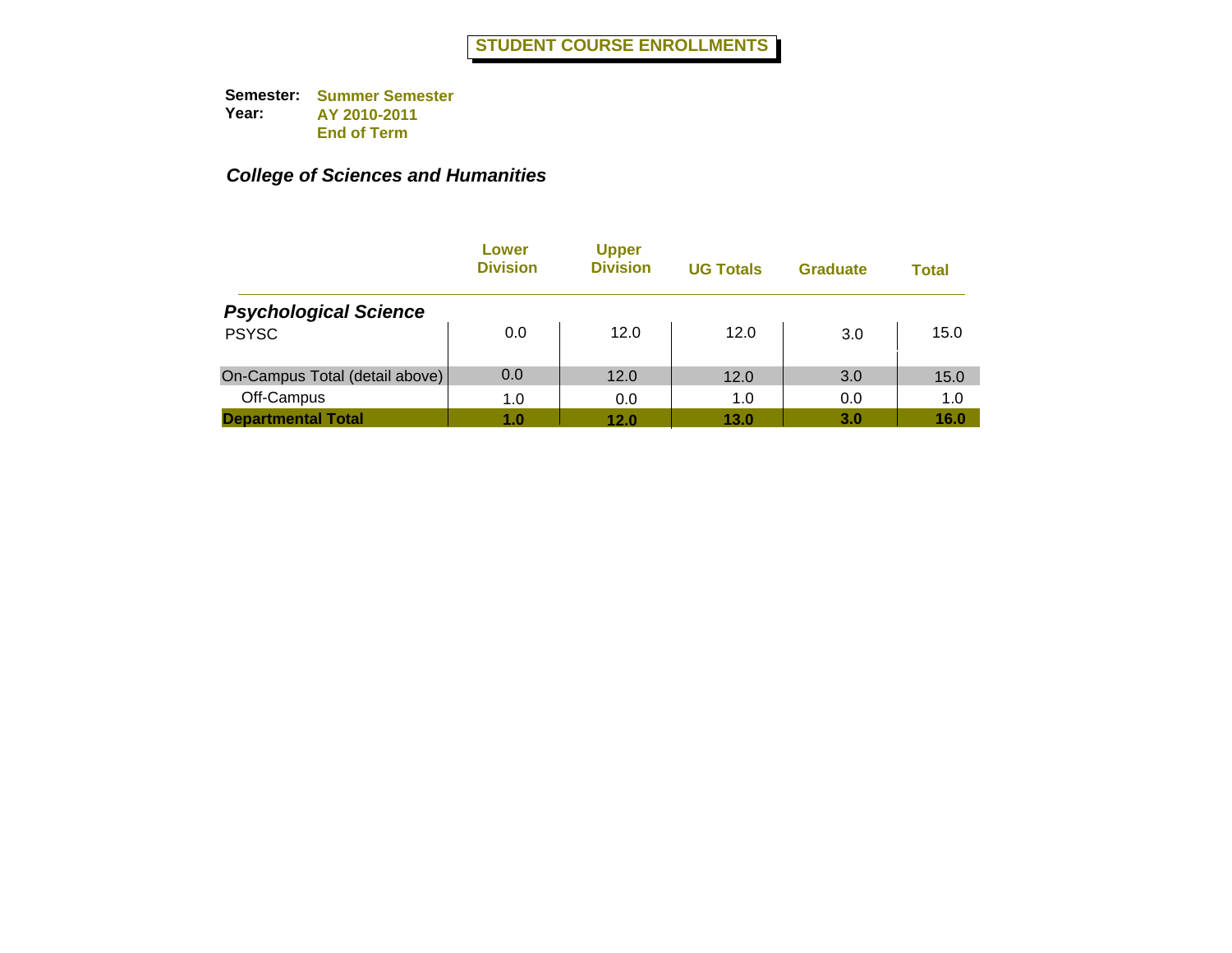# STUDENT COURSE ENROLLMENTS

**Semester:** Summer Semester
**Year:** AY 2010-2011
End of Term

## *College of Sciences and Humanities*

| | Lower Division | Upper Division | UG Totals | Graduate | Total |
|---|---|---|---|---|---|
| ***Psychological Science*** | | | | | |
| PSYSC | 0.0 | 12.0 | 12.0 | 3.0 | 15.0 |
| On-Campus Total (detail above) | 0.0 | 12.0 | 12.0 | 3.0 | 15.0 |
| Off-Campus | 1.0 | 0.0 | 1.0 | 0.0 | 1.0 |
| **Departmental Total** | **1.0** | **12.0** | **13.0** | **3.0** | **16.0** |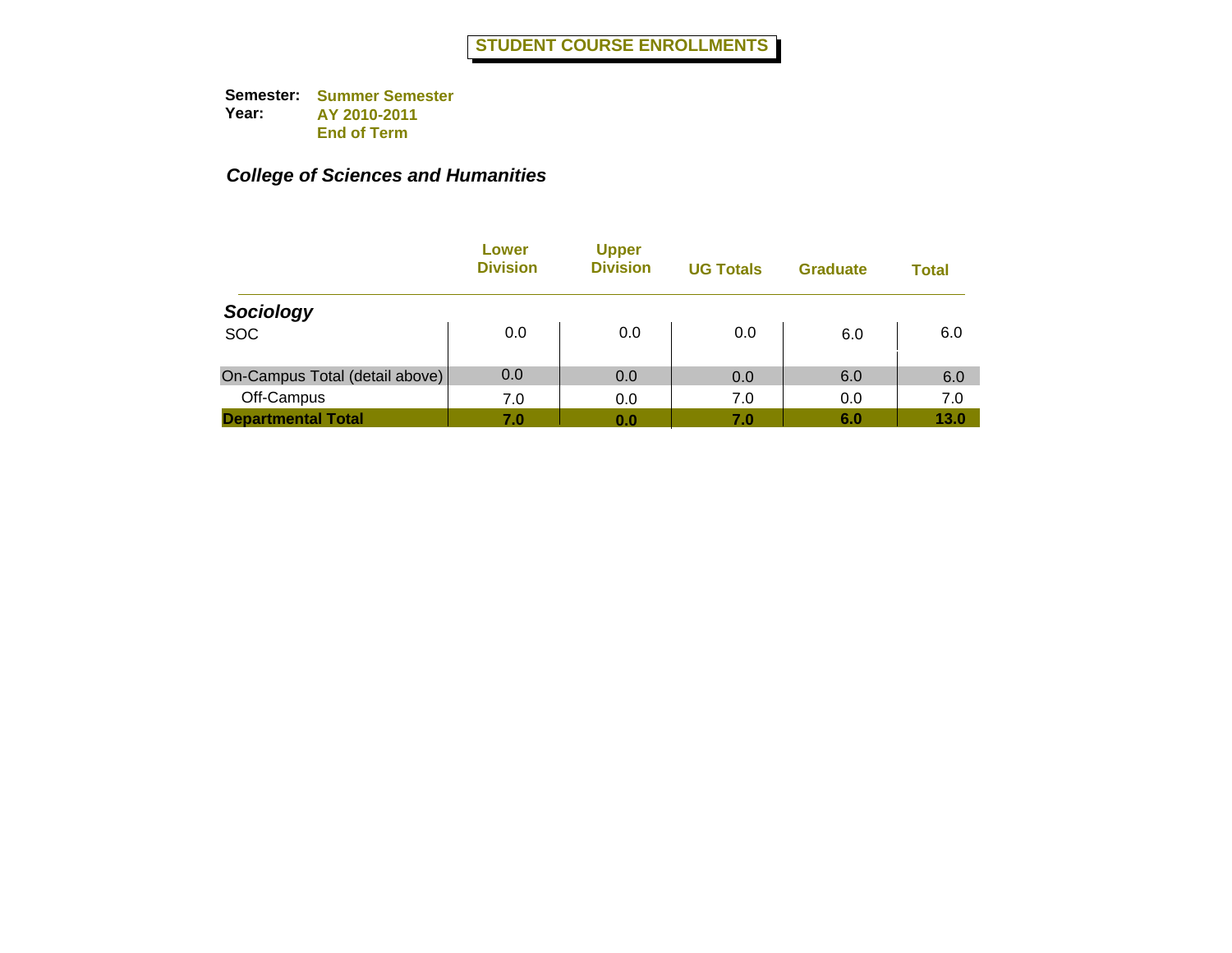# STUDENT COURSE ENROLLMENTS

**Semester:** Summer Semester
**Year:** AY 2010-2011
End of Term

## *College of Sciences and Humanities*

| | Lower Division | Upper Division | UG Totals | Graduate | Total |
|---|---|---|---|---|---|
| ***Sociology*** | | | | | |
| SOC | 0.0 | 0.0 | 0.0 | 6.0 | 6.0 |
| On-Campus Total (detail above) | 0.0 | 0.0 | 0.0 | 6.0 | 6.0 |
| Off-Campus | 7.0 | 0.0 | 7.0 | 0.0 | 7.0 |
| **Departmental Total** | **7.0** | **0.0** | **7.0** | **6.0** | **13.0** |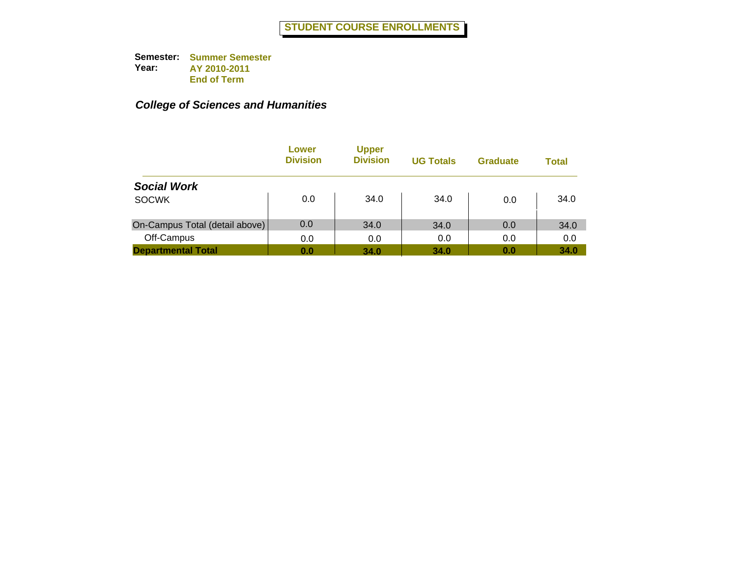# STUDENT COURSE ENROLLMENTS

**Semester:** Summer Semester
**Year:** AY 2010-2011
End of Term

## *College of Sciences and Humanities*

| | Lower Division | Upper Division | UG Totals | Graduate | Total |
|---|---|---|---|---|---|
| ***Social Work*** | | | | | |
| SOCWK | 0.0 | 34.0 | 34.0 | 0.0 | 34.0 |
| On-Campus Total (detail above) | 0.0 | 34.0 | 34.0 | 0.0 | 34.0 |
| Off-Campus | 0.0 | 0.0 | 0.0 | 0.0 | 0.0 |
| **Departmental Total** | **0.0** | **34.0** | **34.0** | **0.0** | **34.0** |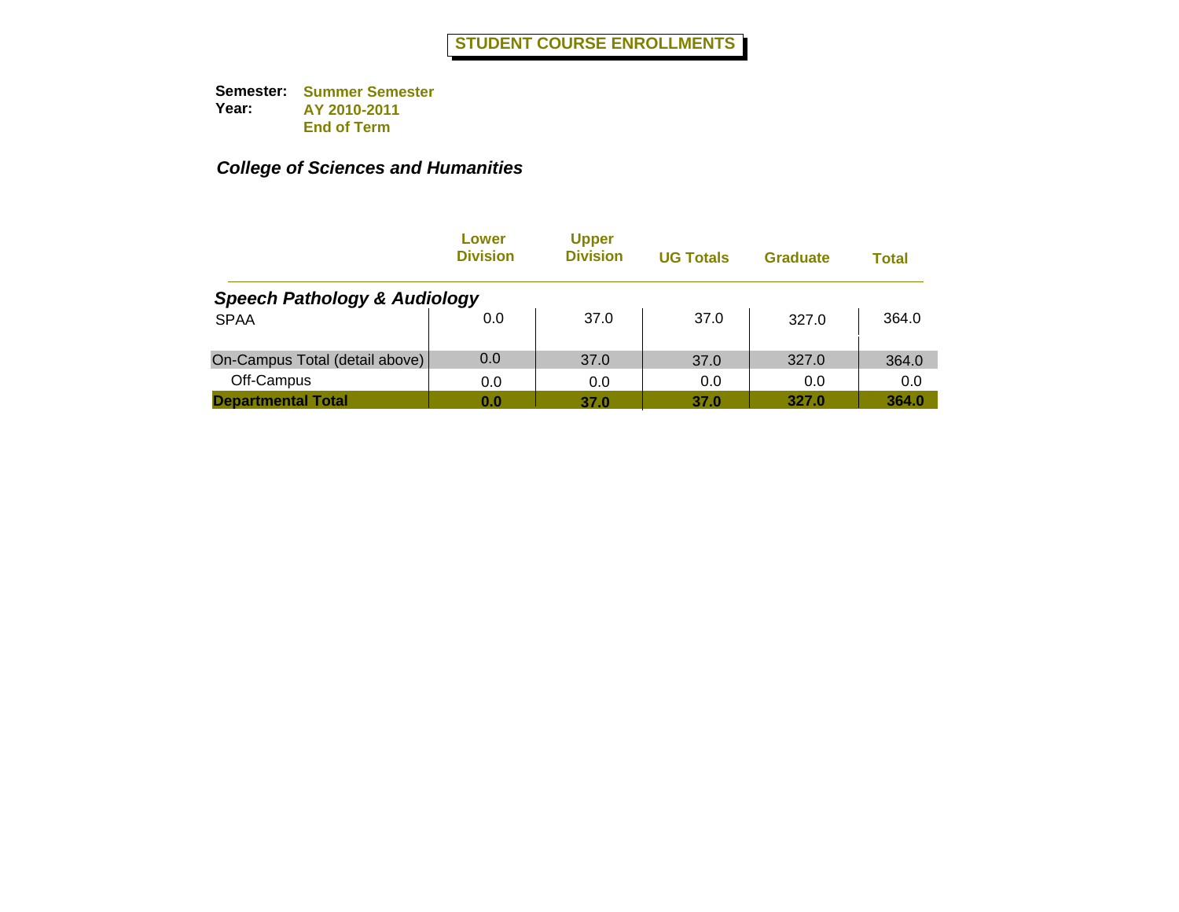# STUDENT COURSE ENROLLMENTS

**Semester:** Summer Semester
**Year:** AY 2010-2011
End of Term

### *College of Sciences and Humanities*

| | Lower Division | Upper Division | UG Totals | Graduate | Total |
|---|---|---|---|---|---|
| ***Speech Pathology & Audiology*** | | | | | |
| SPAA | 0.0 | 37.0 | 37.0 | 327.0 | 364.0 |
| On-Campus Total (detail above) | 0.0 | 37.0 | 37.0 | 327.0 | 364.0 |
| Off-Campus | 0.0 | 0.0 | 0.0 | 0.0 | 0.0 |
| **Departmental Total** | **0.0** | **37.0** | **37.0** | **327.0** | **364.0** |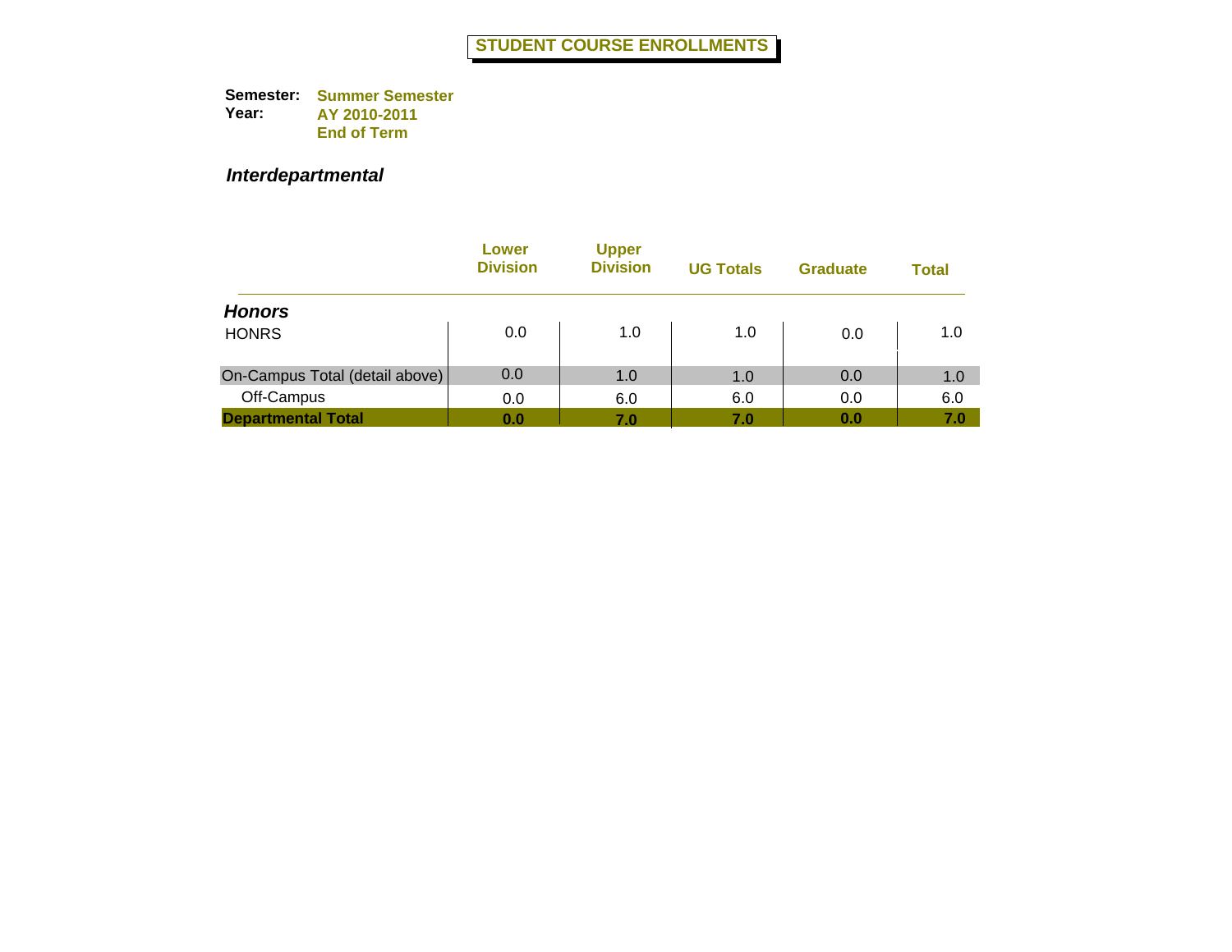# STUDENT COURSE ENROLLMENTS

**Semester:** **Summer Semester**
**Year:** **AY 2010-2011**
**End of Term**

## *Interdepartmental*

| | Lower Division | Upper Division | UG Totals | Graduate | Total |
|---|---|---|---|---|---|
| ***Honors*** | | | | | |
| HONRS | 0.0 | 1.0 | 1.0 | 0.0 | 1.0 |
| On-Campus Total (detail above) | 0.0 | 1.0 | 1.0 | 0.0 | 1.0 |
| Off-Campus | 0.0 | 6.0 | 6.0 | 0.0 | 6.0 |
| **Departmental Total** | **0.0** | **7.0** | **7.0** | **0.0** | **7.0** |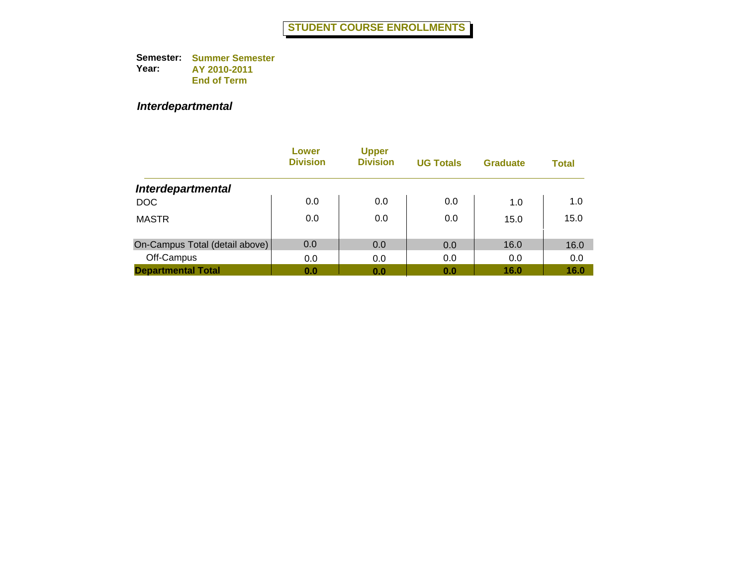# STUDENT COURSE ENROLLMENTS

**Semester:** Summer Semester
**Year:** AY 2010-2011
End of Term

***Interdepartmental***

| | Lower Division | Upper Division | UG Totals | Graduate | Total |
|---|---|---|---|---|---|
| ***Interdepartmental*** | | | | | |
| DOC | 0.0 | 0.0 | 0.0 | 1.0 | 1.0 |
| MASTR | 0.0 | 0.0 | 0.0 | 15.0 | 15.0 |
| On-Campus Total (detail above) | 0.0 | 0.0 | 0.0 | 16.0 | 16.0 |
| Off-Campus | 0.0 | 0.0 | 0.0 | 0.0 | 0.0 |
| **Departmental Total** | **0.0** | **0.0** | **0.0** | **16.0** | **16.0** |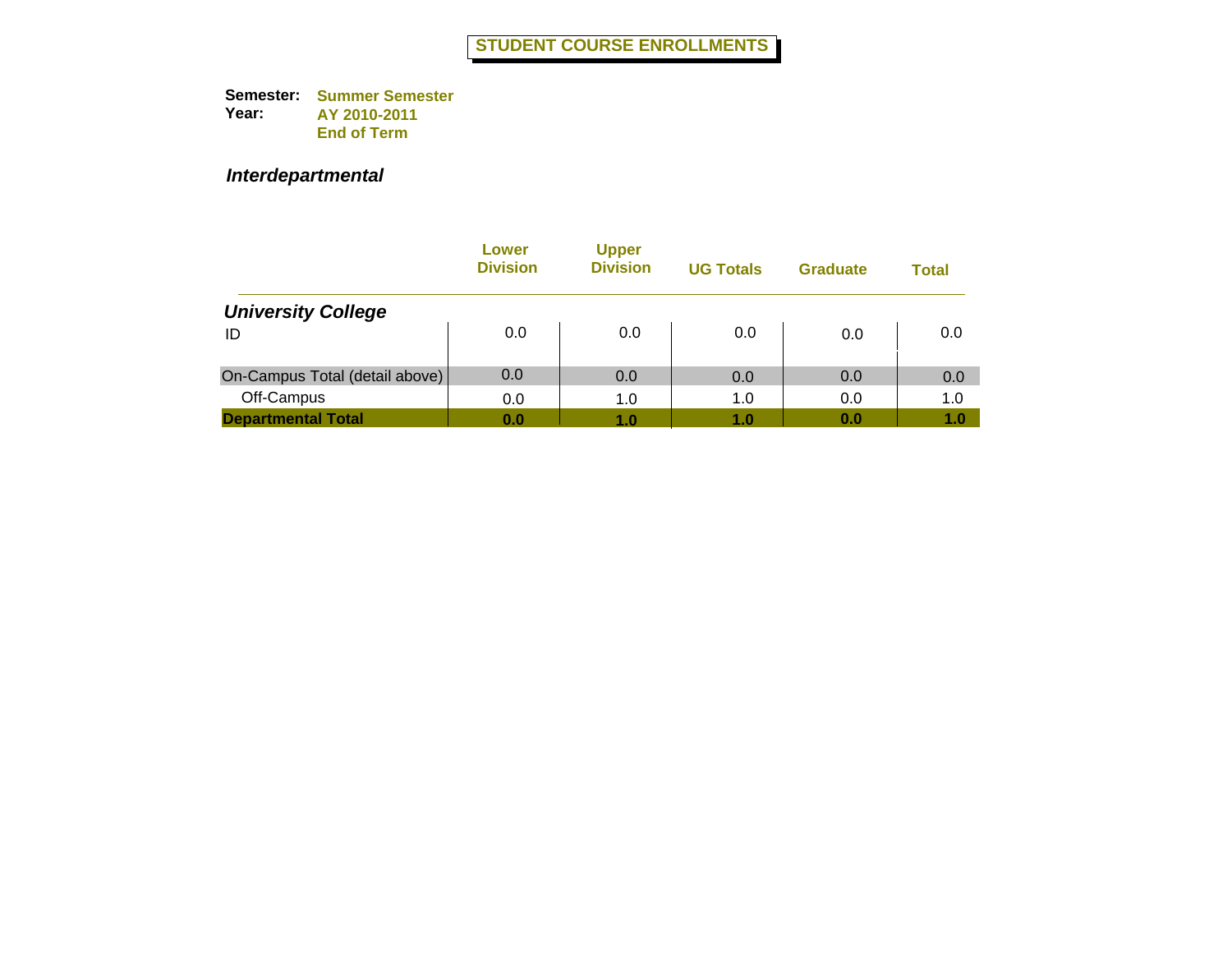# STUDENT COURSE ENROLLMENTS

**Semester:** Summer Semester
**Year:** AY 2010-2011
End of Term

***Interdepartmental***

| | Lower Division | Upper Division | UG Totals | Graduate | Total |
|---|---|---|---|---|---|
| ***University College*** | | | | | |
| ID | 0.0 | 0.0 | 0.0 | 0.0 | 0.0 |
| On-Campus Total (detail above) | 0.0 | 0.0 | 0.0 | 0.0 | 0.0 |
| Off-Campus | 0.0 | 1.0 | 1.0 | 0.0 | 1.0 |
| **Departmental Total** | **0.0** | **1.0** | **1.0** | **0.0** | **1.0** |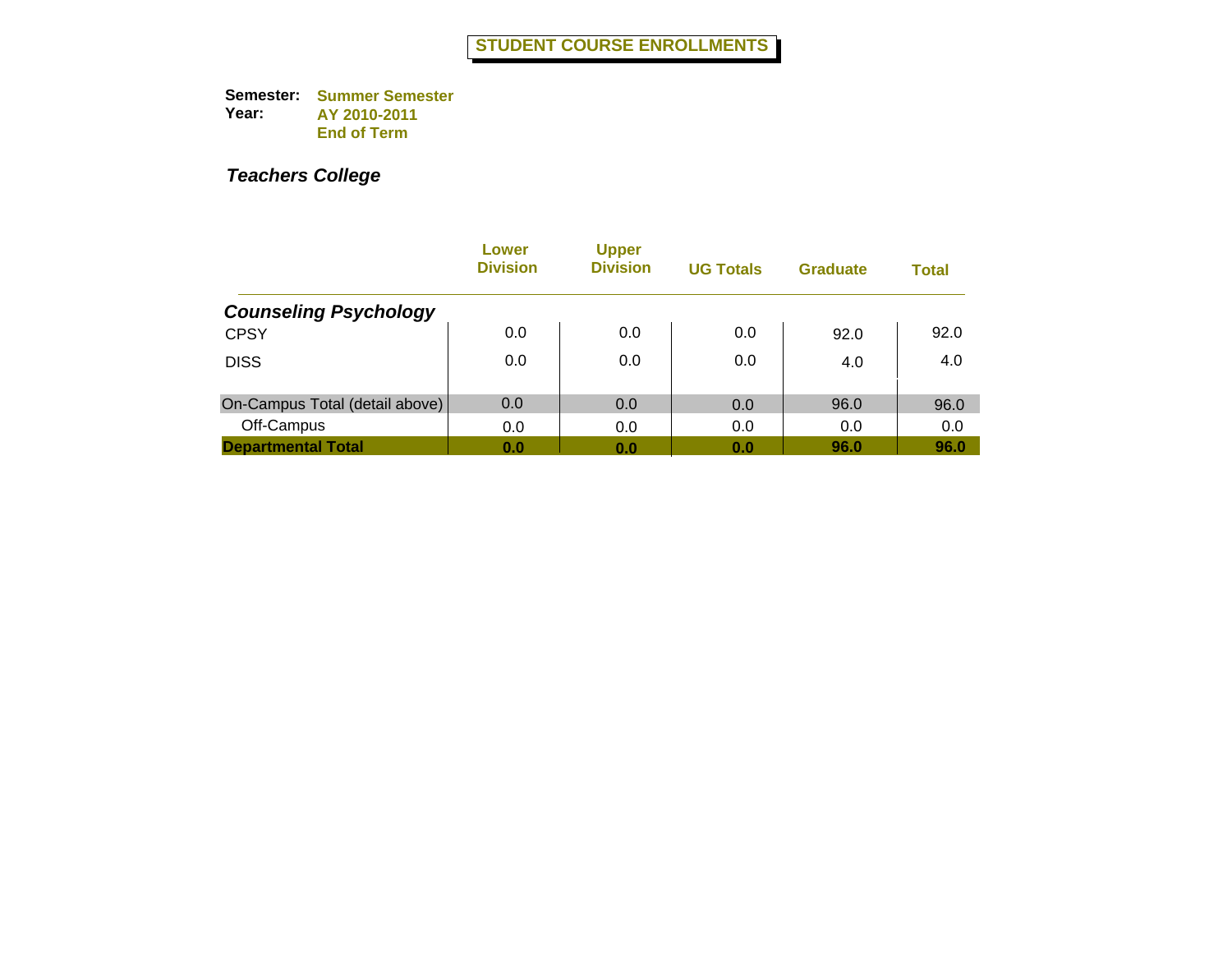# STUDENT COURSE ENROLLMENTS

**Semester:** Summer Semester
**Year:** AY 2010-2011
End of Term

***Teachers College***

| | Lower Division | Upper Division | UG Totals | Graduate | Total |
|---|---|---|---|---|---|
| ***Counseling Psychology*** | | | | | |
| CPSY | 0.0 | 0.0 | 0.0 | 92.0 | 92.0 |
| DISS | 0.0 | 0.0 | 0.0 | 4.0 | 4.0 |
| On-Campus Total (detail above) | 0.0 | 0.0 | 0.0 | 96.0 | 96.0 |
| Off-Campus | 0.0 | 0.0 | 0.0 | 0.0 | 0.0 |
| **Departmental Total** | **0.0** | **0.0** | **0.0** | **96.0** | **96.0** |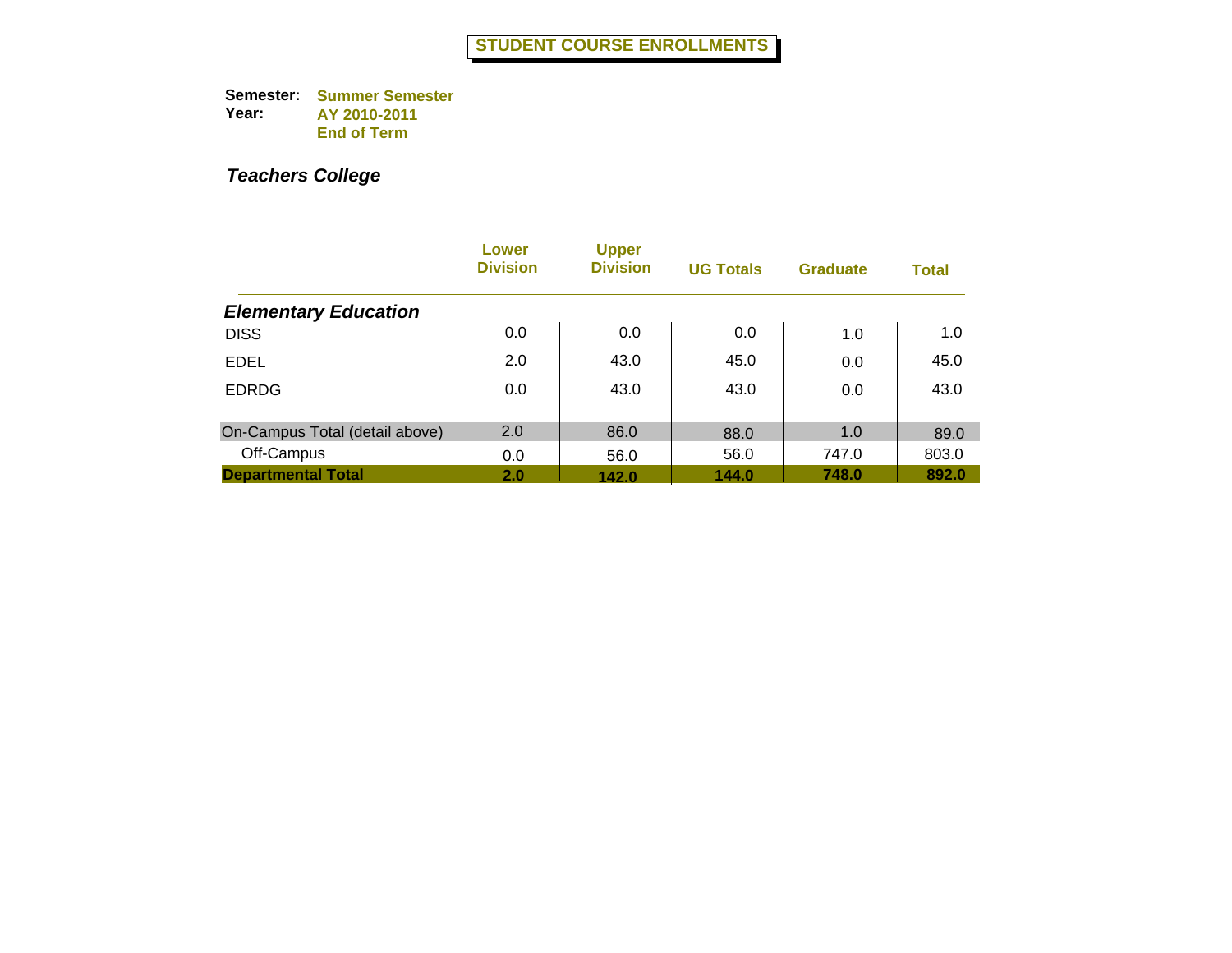# STUDENT COURSE ENROLLMENTS

**Semester:** Summer Semester
**Year:** AY 2010-2011
End of Term

***Teachers College***

| | Lower Division | Upper Division | UG Totals | Graduate | Total |
|---|---|---|---|---|---|
| ***Elementary Education*** | | | | | |
| DISS | 0.0 | 0.0 | 0.0 | 1.0 | 1.0 |
| EDEL | 2.0 | 43.0 | 45.0 | 0.0 | 45.0 |
| EDRDG | 0.0 | 43.0 | 43.0 | 0.0 | 43.0 |
| On-Campus Total (detail above) | 2.0 | 86.0 | 88.0 | 1.0 | 89.0 |
| Off-Campus | 0.0 | 56.0 | 56.0 | 747.0 | 803.0 |
| **Departmental Total** | **2.0** | **142.0** | **144.0** | **748.0** | **892.0** |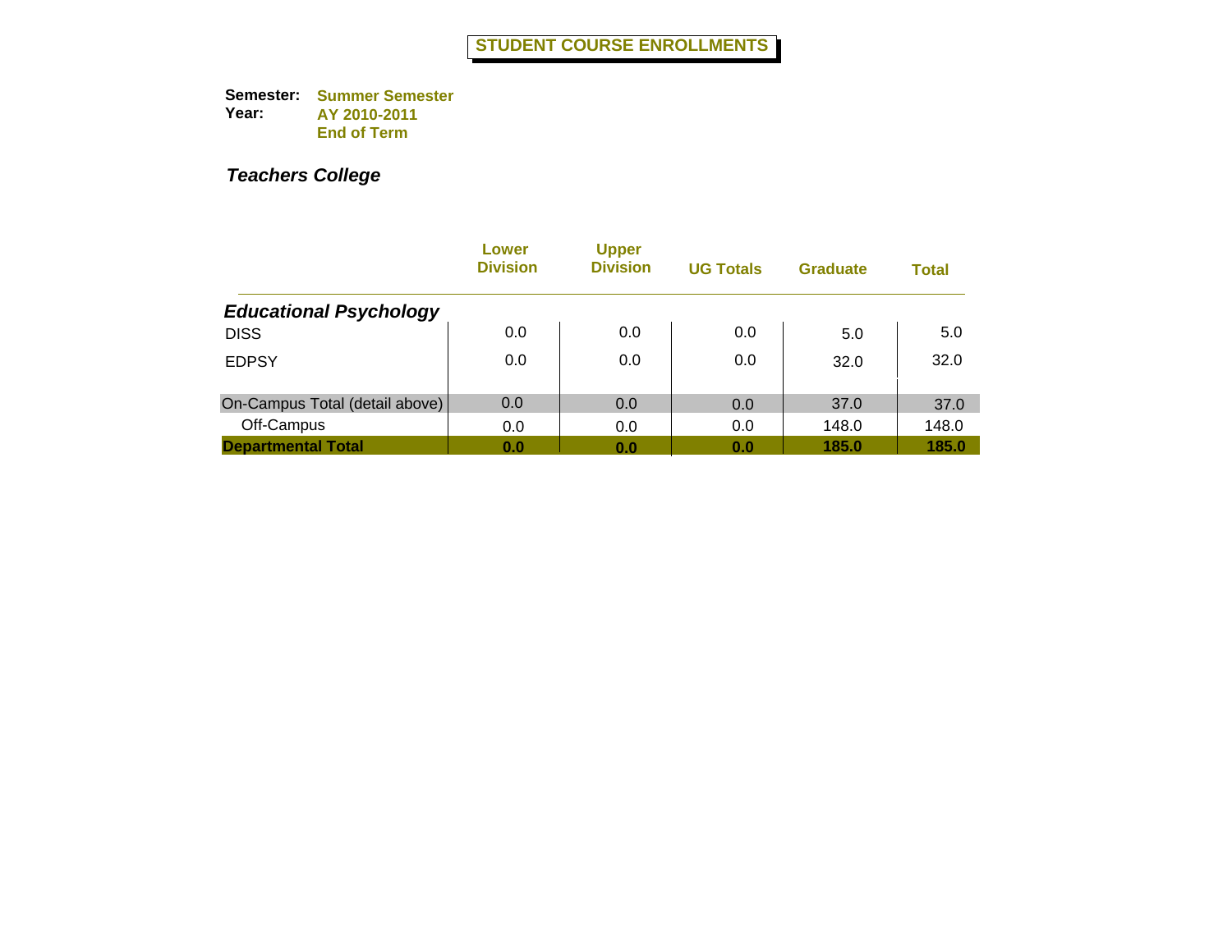# STUDENT COURSE ENROLLMENTS

**Semester:** **Summer Semester**
**Year:** **AY 2010-2011**
**End of Term**

***Teachers College***

| | Lower Division | Upper Division | UG Totals | Graduate | Total |
|---|---|---|---|---|---|
| ***Educational Psychology*** | | | | | |
| DISS | 0.0 | 0.0 | 0.0 | 5.0 | 5.0 |
| EDPSY | 0.0 | 0.0 | 0.0 | 32.0 | 32.0 |
| On-Campus Total (detail above) | 0.0 | 0.0 | 0.0 | 37.0 | 37.0 |
| Off-Campus | 0.0 | 0.0 | 0.0 | 148.0 | 148.0 |
| **Departmental Total** | **0.0** | **0.0** | **0.0** | **185.0** | **185.0** |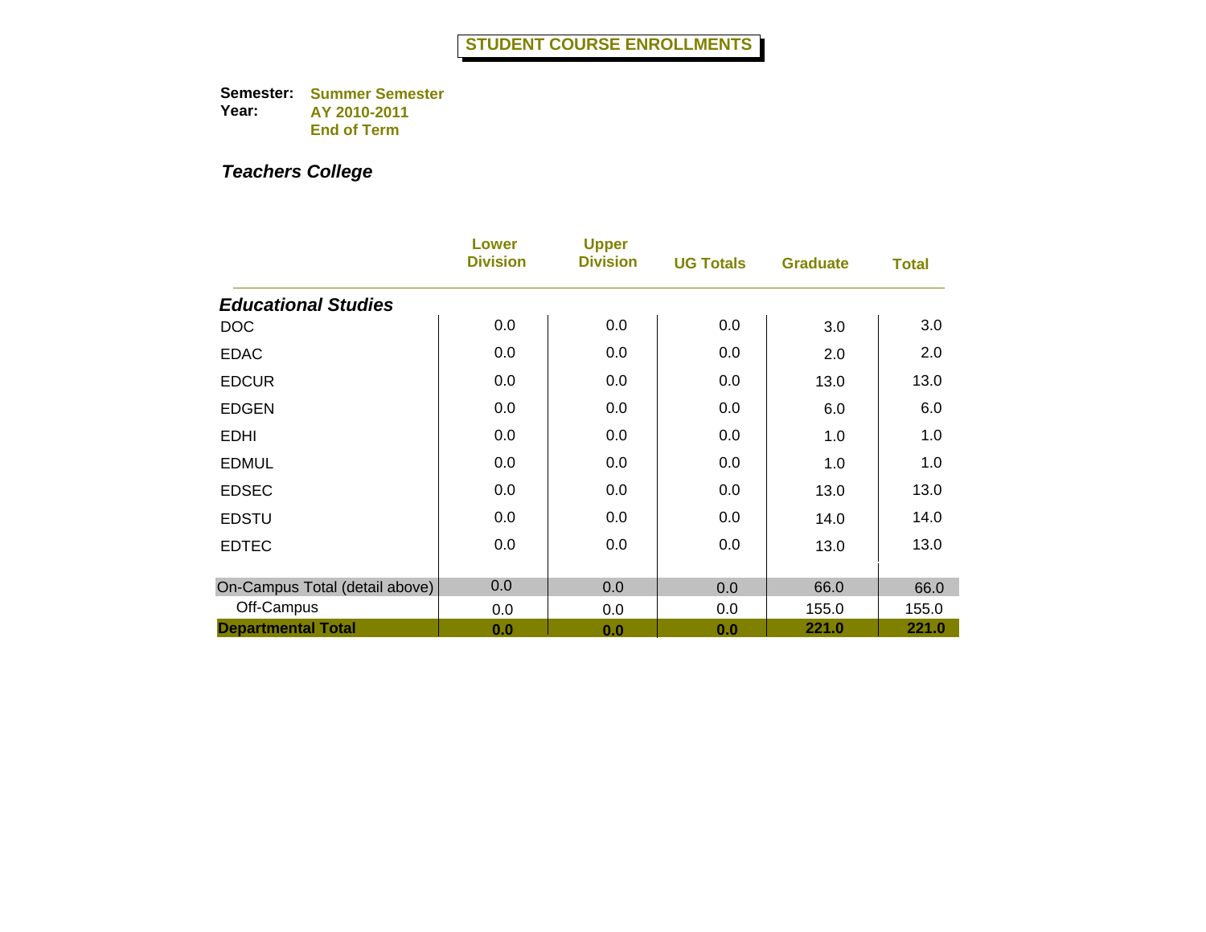# STUDENT COURSE ENROLLMENTS

**Semester:** Summer Semester
**Year:** AY 2010-2011
End of Term

***Teachers College***

| | Lower Division | Upper Division | UG Totals | Graduate | Total |
|---|---|---|---|---|---|
| ***Educational Studies*** | | | | | |
| DOC | 0.0 | 0.0 | 0.0 | 3.0 | 3.0 |
| EDAC | 0.0 | 0.0 | 0.0 | 2.0 | 2.0 |
| EDCUR | 0.0 | 0.0 | 0.0 | 13.0 | 13.0 |
| EDGEN | 0.0 | 0.0 | 0.0 | 6.0 | 6.0 |
| EDHI | 0.0 | 0.0 | 0.0 | 1.0 | 1.0 |
| EDMUL | 0.0 | 0.0 | 0.0 | 1.0 | 1.0 |
| EDSEC | 0.0 | 0.0 | 0.0 | 13.0 | 13.0 |
| EDSTU | 0.0 | 0.0 | 0.0 | 14.0 | 14.0 |
| EDTEC | 0.0 | 0.0 | 0.0 | 13.0 | 13.0 |
| On-Campus Total (detail above) | 0.0 | 0.0 | 0.0 | 66.0 | 66.0 |
| Off-Campus | 0.0 | 0.0 | 0.0 | 155.0 | 155.0 |
| **Departmental Total** | **0.0** | **0.0** | **0.0** | **221.0** | **221.0** |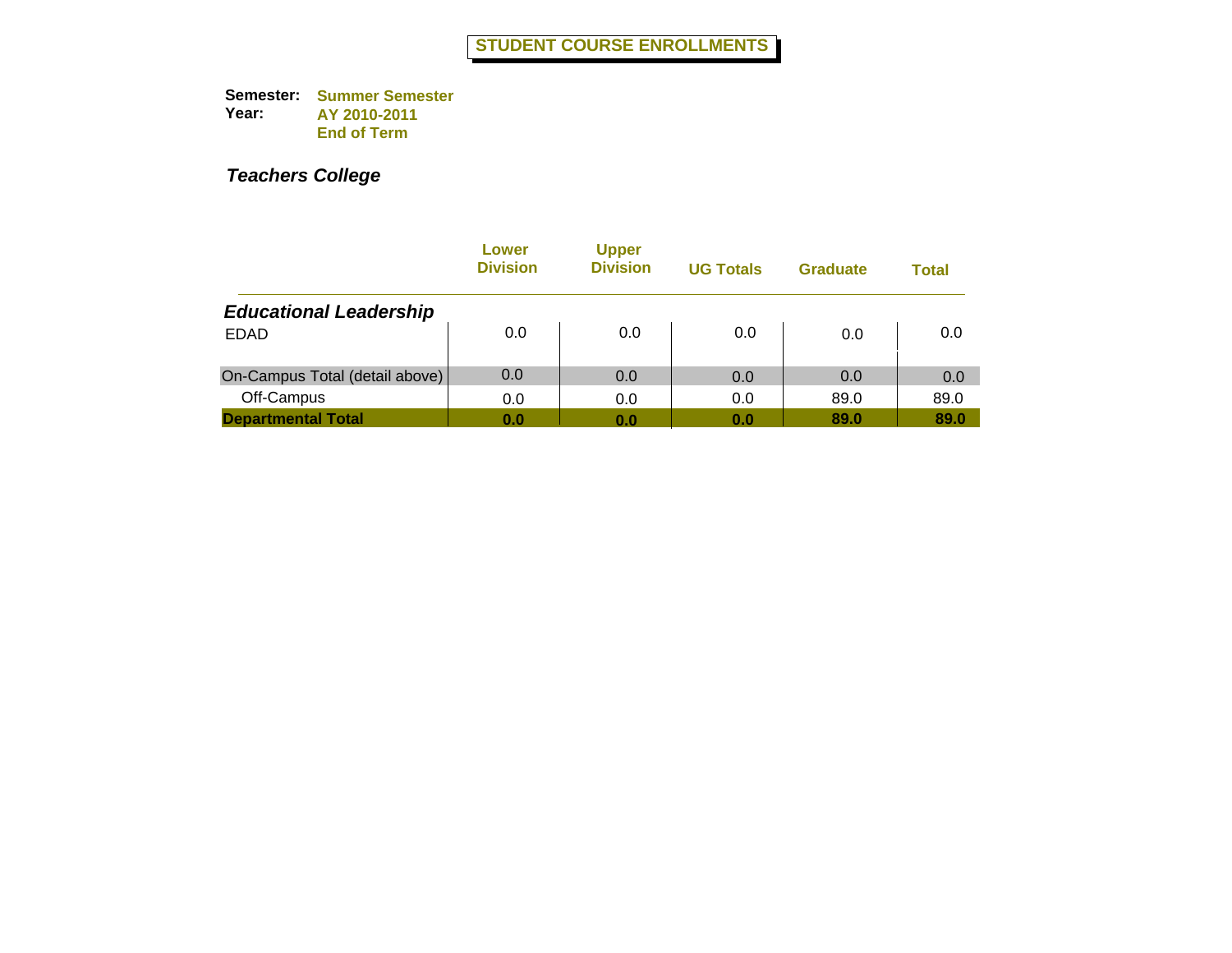# STUDENT COURSE ENROLLMENTS

**Semester:** Summer Semester
**Year:** AY 2010-2011
End of Term

***Teachers College***

| | Lower Division | Upper Division | UG Totals | Graduate | Total |
|---|---|---|---|---|---|
| ***Educational Leadership*** | | | | | |
| EDAD | 0.0 | 0.0 | 0.0 | 0.0 | 0.0 |
| On-Campus Total (detail above) | 0.0 | 0.0 | 0.0 | 0.0 | 0.0 |
| Off-Campus | 0.0 | 0.0 | 0.0 | 89.0 | 89.0 |
| **Departmental Total** | **0.0** | **0.0** | **0.0** | **89.0** | **89.0** |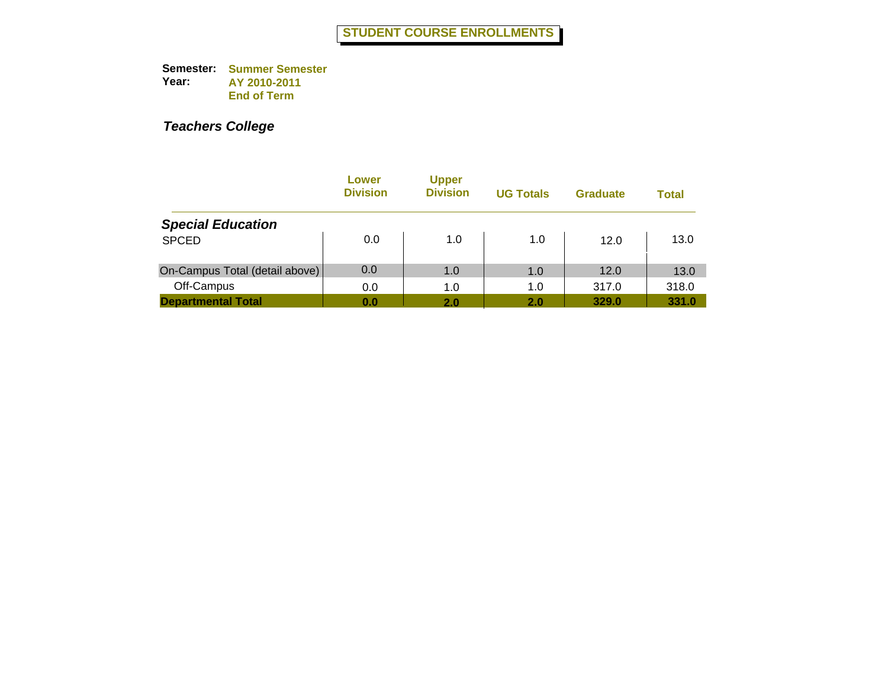# STUDENT COURSE ENROLLMENTS

**Semester:** **Summer Semester**
**Year:** **AY 2010-2011**
**End of Term**

***Teachers College***

| | Lower Division | Upper Division | UG Totals | Graduate | Total |
|---|---|---|---|---|---|
| ***Special Education*** | | | | | |
| SPCED | 0.0 | 1.0 | 1.0 | 12.0 | 13.0 |
| On-Campus Total (detail above) | 0.0 | 1.0 | 1.0 | 12.0 | 13.0 |
| Off-Campus | 0.0 | 1.0 | 1.0 | 317.0 | 318.0 |
| **Departmental Total** | **0.0** | **2.0** | **2.0** | **329.0** | **331.0** |